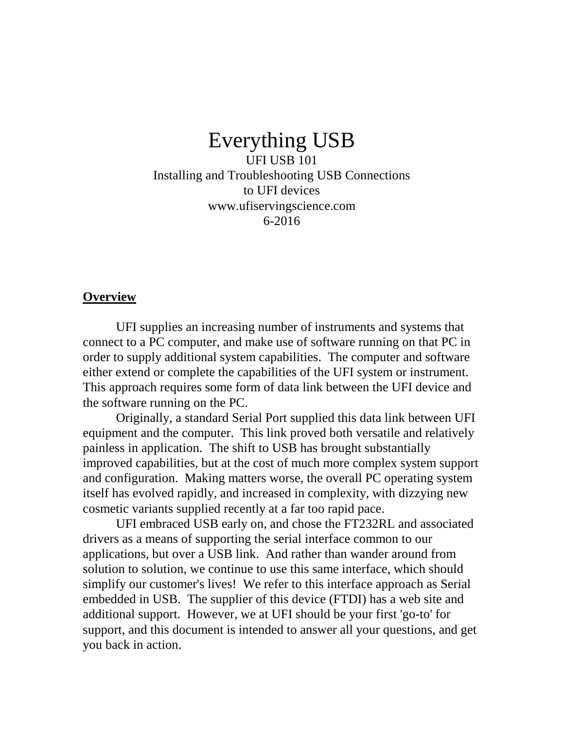# Everything USB

UFI USB 101

Installing and Troubleshooting USB Connections to UFI devices

www.ufiservingscience.com

6-2016

## Overview

UFI supplies an increasing number of instruments and systems that connect to a PC computer, and make use of software running on that PC in order to supply additional system capabilities. The computer and software either extend or complete the capabilities of the UFI system or instrument. This approach requires some form of data link between the UFI device and the software running on the PC.

Originally, a standard Serial Port supplied this data link between UFI equipment and the computer. This link proved both versatile and relatively painless in application. The shift to USB has brought substantially improved capabilities, but at the cost of much more complex system support and configuration. Making matters worse, the overall PC operating system itself has evolved rapidly, and increased in complexity, with dizzying new cosmetic variants supplied recently at a far too rapid pace.

UFI embraced USB early on, and chose the FT232RL and associated drivers as a means of supporting the serial interface common to our applications, but over a USB link. And rather than wander around from solution to solution, we continue to use this same interface, which should simplify our customer's lives! We refer to this interface approach as Serial embedded in USB. The supplier of this device (FTDI) has a web site and additional support. However, we at UFI should be your first 'go-to' for support, and this document is intended to answer all your questions, and get you back in action.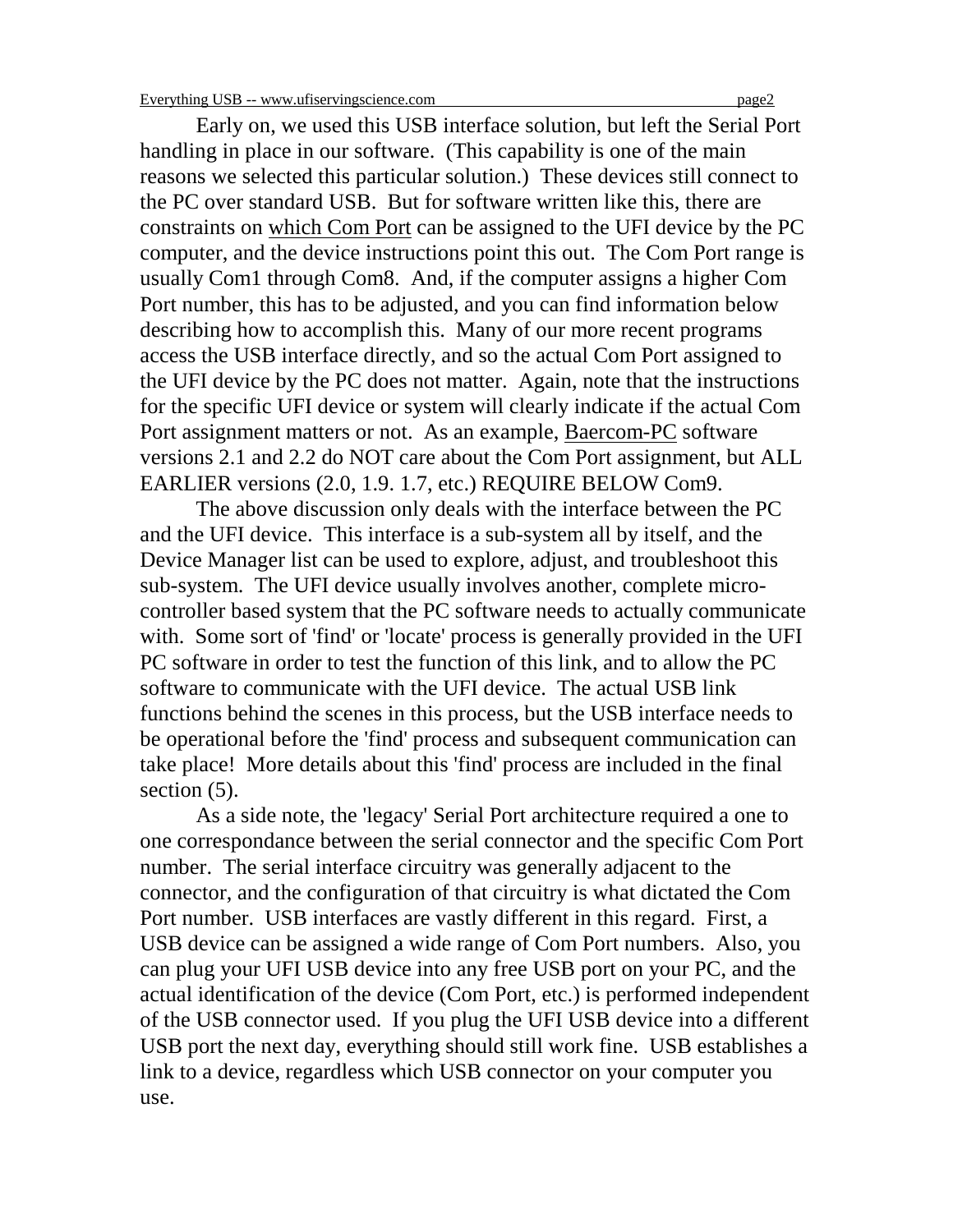Early on, we used this USB interface solution, but left the Serial Port handling in place in our software. (This capability is one of the main reasons we selected this particular solution.) These devices still connect to the PC over standard USB. But for software written like this, there are constraints on <u>which Com Port</u> can be assigned to the UFI device by the PC computer, and the device instructions point this out. The Com Port range is usually Com1 through Com8. And, if the computer assigns a higher Com Port number, this has to be adjusted, and you can find information below describing how to accomplish this. Many of our more recent programs access the USB interface directly, and so the actual Com Port assigned to the UFI device by the PC does not matter. Again, note that the instructions for the specific UFI device or system will clearly indicate if the actual Com Port assignment matters or not. As an example, <u>Baercom-PC</u> software versions 2.1 and 2.2 do NOT care about the Com Port assignment, but ALL EARLIER versions (2.0, 1.9. 1.7, etc.) REQUIRE BELOW Com9.

The above discussion only deals with the interface between the PC and the UFI device. This interface is a sub-system all by itself, and the Device Manager list can be used to explore, adjust, and troubleshoot this sub-system. The UFI device usually involves another, complete micro-controller based system that the PC software needs to actually communicate with. Some sort of 'find' or 'locate' process is generally provided in the UFI PC software in order to test the function of this link, and to allow the PC software to communicate with the UFI device. The actual USB link functions behind the scenes in this process, but the USB interface needs to be operational before the 'find' process and subsequent communication can take place! More details about this 'find' process are included in the final section (5).

As a side note, the 'legacy' Serial Port architecture required a one to one correspondance between the serial connector and the specific Com Port number. The serial interface circuitry was generally adjacent to the connector, and the configuration of that circuitry is what dictated the Com Port number. USB interfaces are vastly different in this regard. First, a USB device can be assigned a wide range of Com Port numbers. Also, you can plug your UFI USB device into any free USB port on your PC, and the actual identification of the device (Com Port, etc.) is performed independent of the USB connector used. If you plug the UFI USB device into a different USB port the next day, everything should still work fine. USB establishes a link to a device, regardless which USB connector on your computer you use.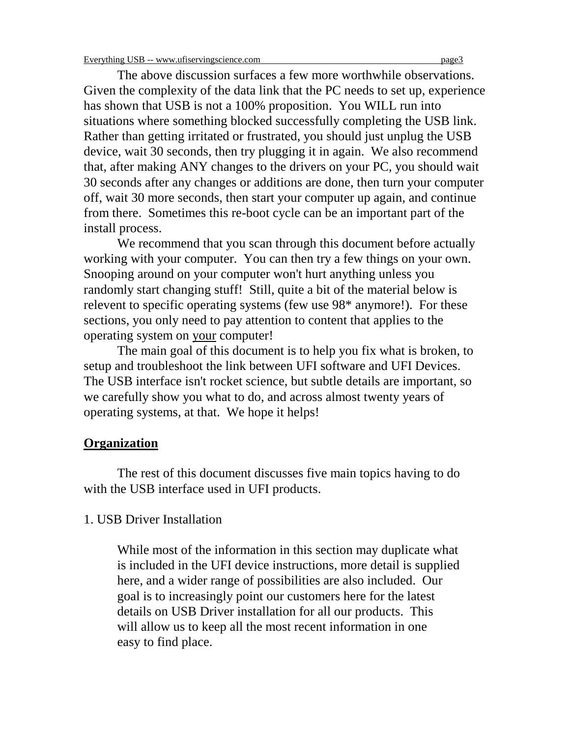The above discussion surfaces a few more worthwhile observations. Given the complexity of the data link that the PC needs to set up, experience has shown that USB is not a 100% proposition. You WILL run into situations where something blocked successfully completing the USB link. Rather than getting irritated or frustrated, you should just unplug the USB device, wait 30 seconds, then try plugging it in again. We also recommend that, after making ANY changes to the drivers on your PC, you should wait 30 seconds after any changes or additions are done, then turn your computer off, wait 30 more seconds, then start your computer up again, and continue from there. Sometimes this re-boot cycle can be an important part of the install process.

We recommend that you scan through this document before actually working with your computer. You can then try a few things on your own. Snooping around on your computer won't hurt anything unless you randomly start changing stuff! Still, quite a bit of the material below is relevent to specific operating systems (few use 98* anymore!). For these sections, you only need to pay attention to content that applies to the operating system on <u>your</u> computer!

The main goal of this document is to help you fix what is broken, to setup and troubleshoot the link between UFI software and UFI Devices. The USB interface isn't rocket science, but subtle details are important, so we carefully show you what to do, and across almost twenty years of operating systems, at that. We hope it helps!

## **Organization**

The rest of this document discusses five main topics having to do with the USB interface used in UFI products.

1. USB Driver Installation

   While most of the information in this section may duplicate what is included in the UFI device instructions, more detail is supplied here, and a wider range of possibilities are also included. Our goal is to increasingly point our customers here for the latest details on USB Driver installation for all our products. This will allow us to keep all the most recent information in one easy to find place.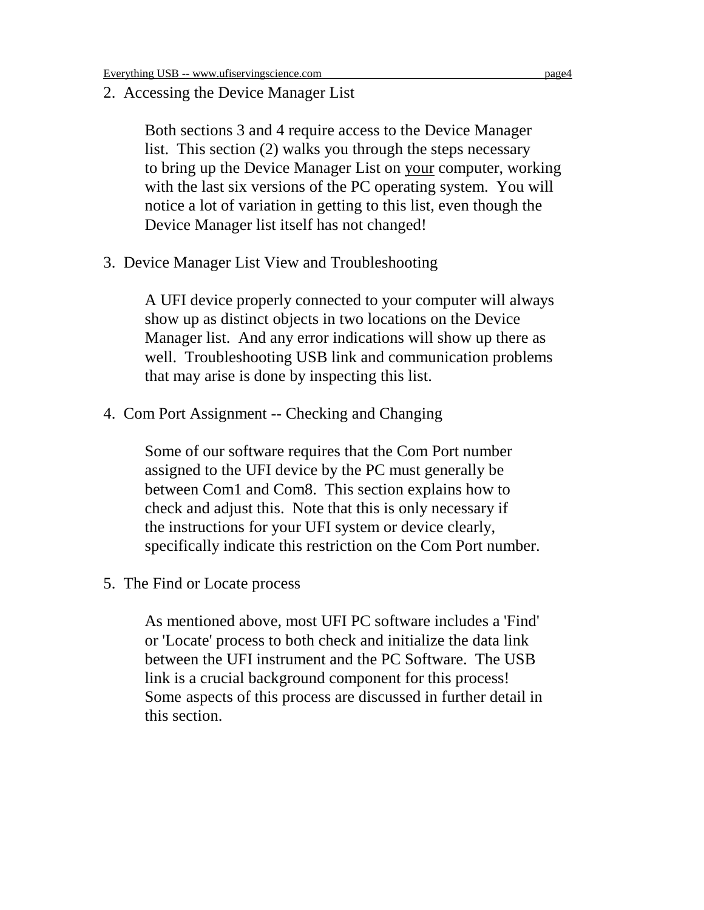2. Accessing the Device Manager List

Both sections 3 and 4 require access to the Device Manager list. This section (2) walks you through the steps necessary to bring up the Device Manager List on <u>your</u> computer, working with the last six versions of the PC operating system. You will notice a lot of variation in getting to this list, even though the Device Manager list itself has not changed!

3. Device Manager List View and Troubleshooting

A UFI device properly connected to your computer will always show up as distinct objects in two locations on the Device Manager list. And any error indications will show up there as well. Troubleshooting USB link and communication problems that may arise is done by inspecting this list.

4. Com Port Assignment -- Checking and Changing

Some of our software requires that the Com Port number assigned to the UFI device by the PC must generally be between Com1 and Com8. This section explains how to check and adjust this. Note that this is only necessary if the instructions for your UFI system or device clearly, specifically indicate this restriction on the Com Port number.

5. The Find or Locate process

As mentioned above, most UFI PC software includes a 'Find' or 'Locate' process to both check and initialize the data link between the UFI instrument and the PC Software. The USB link is a crucial background component for this process! Some aspects of this process are discussed in further detail in this section.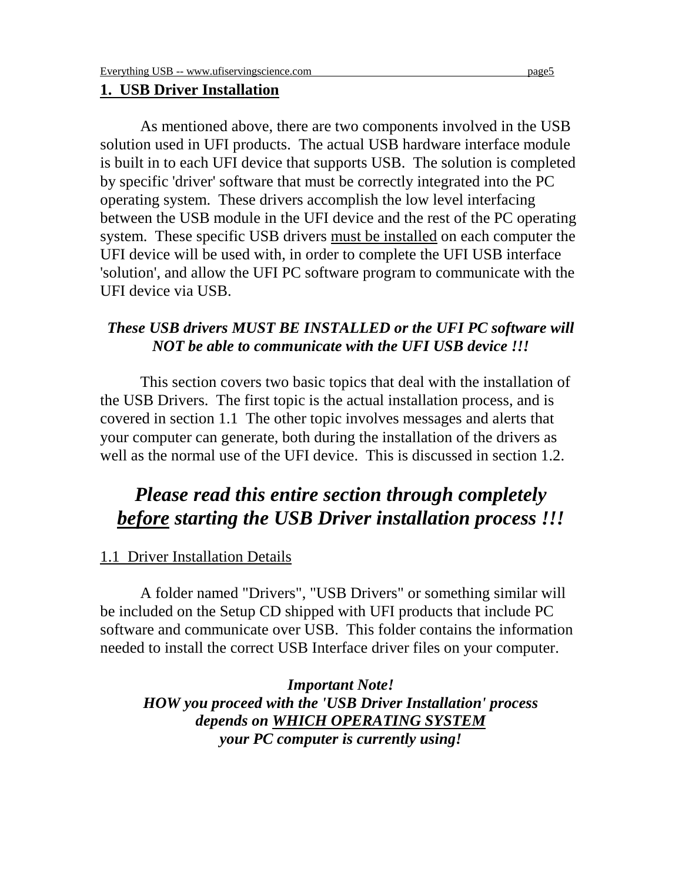# 1. USB Driver Installation

As mentioned above, there are two components involved in the USB solution used in UFI products. The actual USB hardware interface module is built in to each UFI device that supports USB. The solution is completed by specific 'driver' software that must be correctly integrated into the PC operating system. These drivers accomplish the low level interfacing between the USB module in the UFI device and the rest of the PC operating system. These specific USB drivers <u>must be installed</u> on each computer the UFI device will be used with, in order to complete the UFI USB interface 'solution', and allow the UFI PC software program to communicate with the UFI device via USB.

***These USB drivers MUST BE INSTALLED or the UFI PC software will NOT be able to communicate with the UFI USB device !!!***

This section covers two basic topics that deal with the installation of the USB Drivers. The first topic is the actual installation process, and is covered in section 1.1 The other topic involves messages and alerts that your computer can generate, both during the installation of the drivers as well as the normal use of the UFI device. This is discussed in section 1.2.

***Please read this entire section through completely <u>before</u> starting the USB Driver installation process !!!***

## 1.1 Driver Installation Details

A folder named "Drivers", "USB Drivers" or something similar will be included on the Setup CD shipped with UFI products that include PC software and communicate over USB. This folder contains the information needed to install the correct USB Interface driver files on your computer.

***Important Note!***
***HOW you proceed with the 'USB Driver Installation' process depends on <u>WHICH OPERATING SYSTEM</u> your PC computer is currently using!***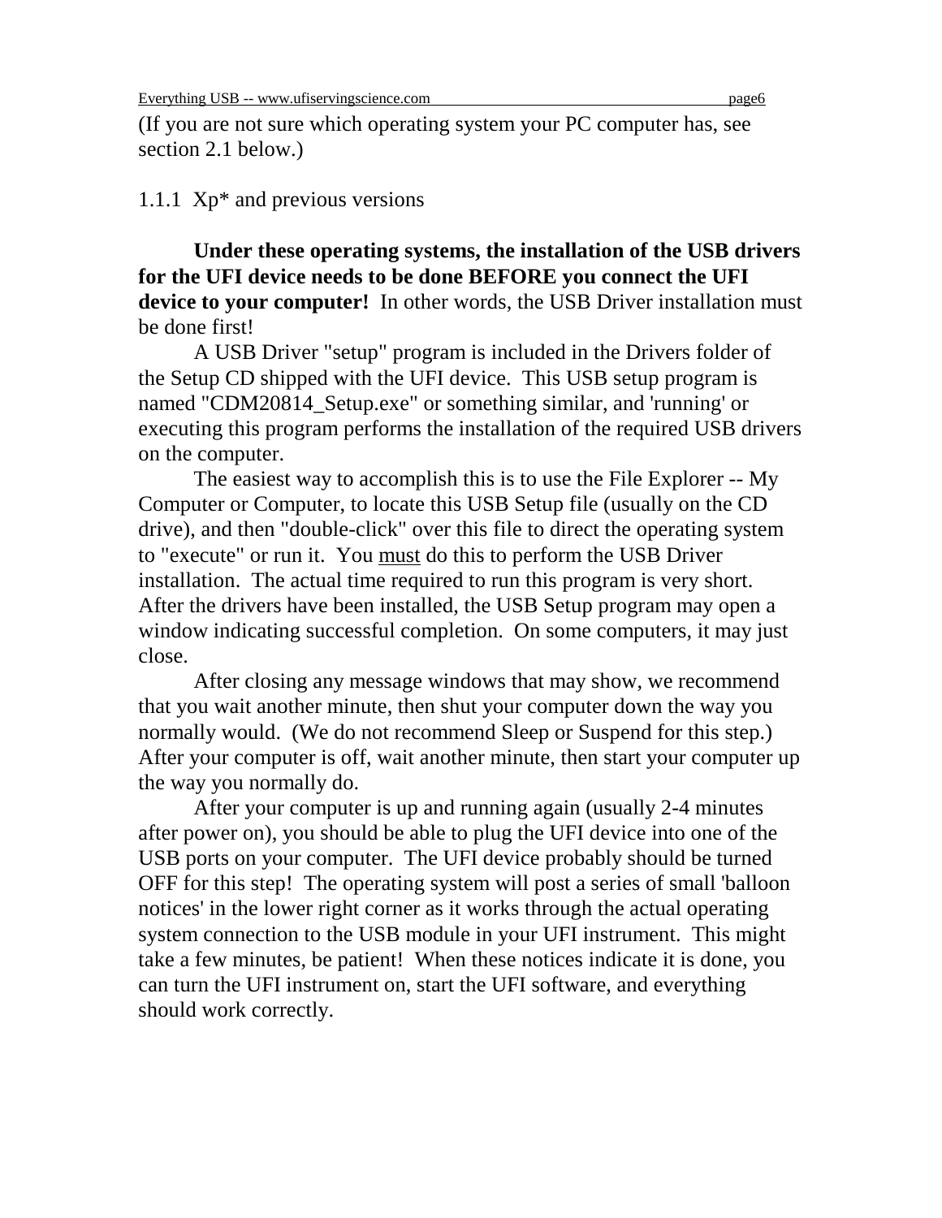(If you are not sure which operating system your PC computer has, see section 2.1 below.)

### 1.1.1 Xp* and previous versions

**Under these operating systems, the installation of the USB drivers for the UFI device needs to be done BEFORE you connect the UFI device to your computer!** In other words, the USB Driver installation must be done first!

A USB Driver "setup" program is included in the Drivers folder of the Setup CD shipped with the UFI device. This USB setup program is named "CDM20814_Setup.exe" or something similar, and 'running' or executing this program performs the installation of the required USB drivers on the computer.

The easiest way to accomplish this is to use the File Explorer -- My Computer or Computer, to locate this USB Setup file (usually on the CD drive), and then "double-click" over this file to direct the operating system to "execute" or run it. You <u>must</u> do this to perform the USB Driver installation. The actual time required to run this program is very short. After the drivers have been installed, the USB Setup program may open a window indicating successful completion. On some computers, it may just close.

After closing any message windows that may show, we recommend that you wait another minute, then shut your computer down the way you normally would. (We do not recommend Sleep or Suspend for this step.) After your computer is off, wait another minute, then start your computer up the way you normally do.

After your computer is up and running again (usually 2-4 minutes after power on), you should be able to plug the UFI device into one of the USB ports on your computer. The UFI device probably should be turned OFF for this step! The operating system will post a series of small 'balloon notices' in the lower right corner as it works through the actual operating system connection to the USB module in your UFI instrument. This might take a few minutes, be patient! When these notices indicate it is done, you can turn the UFI instrument on, start the UFI software, and everything should work correctly.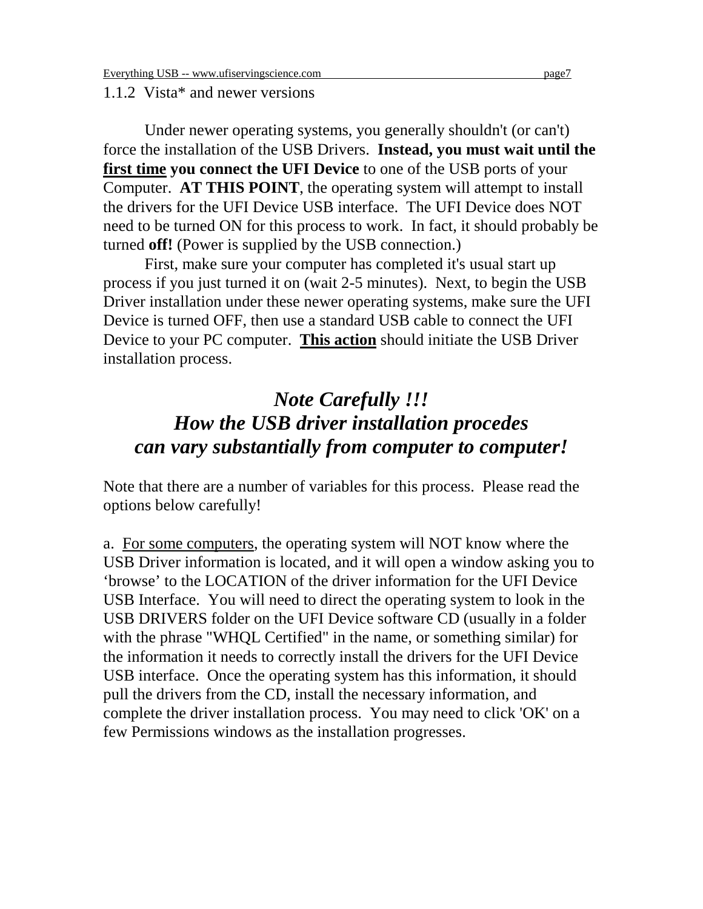### 1.1.2 Vista* and newer versions

Under newer operating systems, you generally shouldn't (or can't) force the installation of the USB Drivers. **Instead, you must wait until the <u>first time</u> you connect the UFI Device** to one of the USB ports of your Computer. **AT THIS POINT**, the operating system will attempt to install the drivers for the UFI Device USB interface. The UFI Device does NOT need to be turned ON for this process to work. In fact, it should probably be turned **off!** (Power is supplied by the USB connection.)

First, make sure your computer has completed it's usual start up process if you just turned it on (wait 2-5 minutes). Next, to begin the USB Driver installation under these newer operating systems, make sure the UFI Device is turned OFF, then use a standard USB cable to connect the UFI Device to your PC computer. **<u>This action</u>** should initiate the USB Driver installation process.

***Note Carefully !!!***
***How the USB driver installation procedes***
***can vary substantially from computer to computer!***

Note that there are a number of variables for this process. Please read the options below carefully!

a. <u>For some computers</u>, the operating system will NOT know where the USB Driver information is located, and it will open a window asking you to ‘browse’ to the LOCATION of the driver information for the UFI Device USB Interface. You will need to direct the operating system to look in the USB DRIVERS folder on the UFI Device software CD (usually in a folder with the phrase "WHQL Certified" in the name, or something similar) for the information it needs to correctly install the drivers for the UFI Device USB interface. Once the operating system has this information, it should pull the drivers from the CD, install the necessary information, and complete the driver installation process. You may need to click 'OK' on a few Permissions windows as the installation progresses.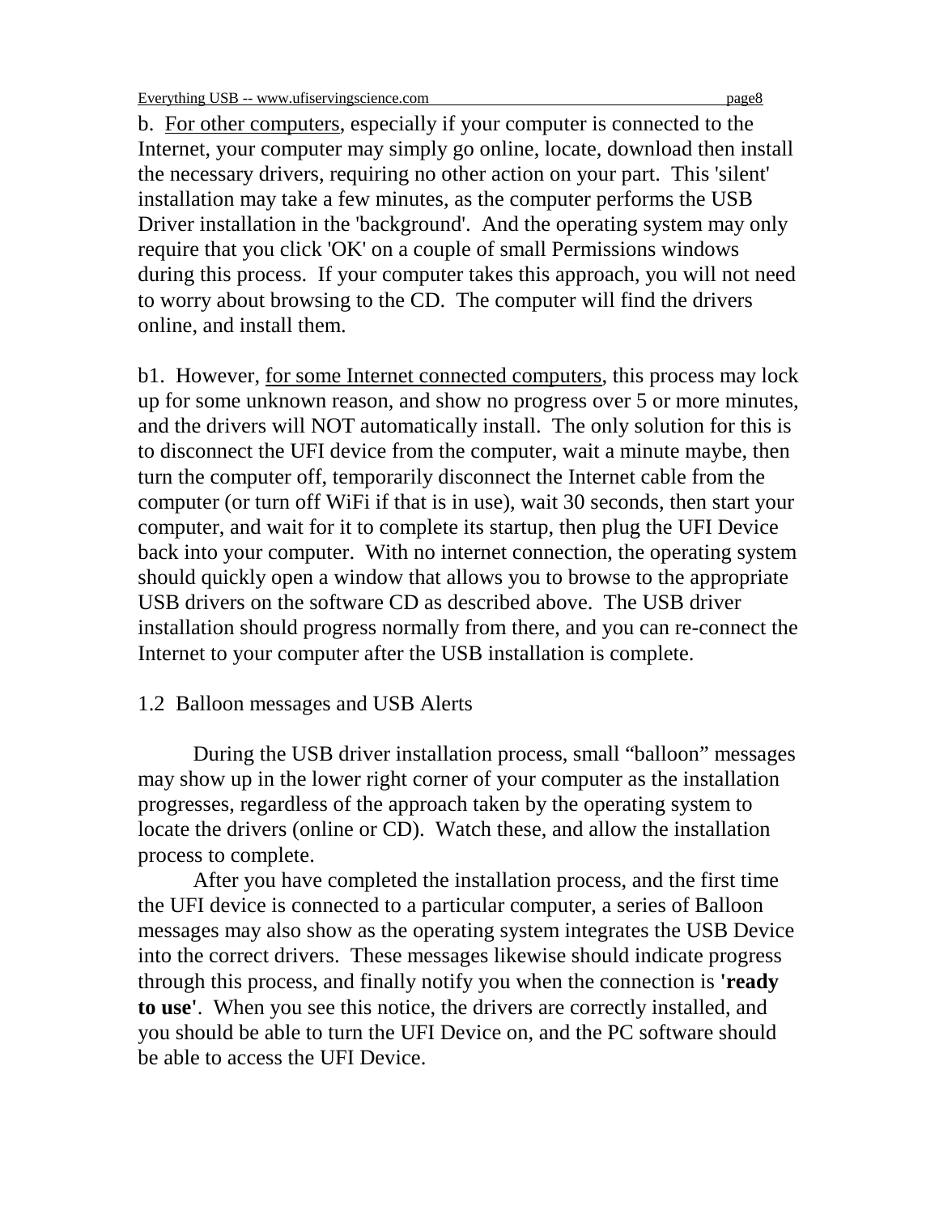b. For other computers, especially if your computer is connected to the Internet, your computer may simply go online, locate, download then install the necessary drivers, requiring no other action on your part. This 'silent' installation may take a few minutes, as the computer performs the USB Driver installation in the 'background'. And the operating system may only require that you click 'OK' on a couple of small Permissions windows during this process. If your computer takes this approach, you will not need to worry about browsing to the CD. The computer will find the drivers online, and install them.

b1. However, for some Internet connected computers, this process may lock up for some unknown reason, and show no progress over 5 or more minutes, and the drivers will NOT automatically install. The only solution for this is to disconnect the UFI device from the computer, wait a minute maybe, then turn the computer off, temporarily disconnect the Internet cable from the computer (or turn off WiFi if that is in use), wait 30 seconds, then start your computer, and wait for it to complete its startup, then plug the UFI Device back into your computer. With no internet connection, the operating system should quickly open a window that allows you to browse to the appropriate USB drivers on the software CD as described above. The USB driver installation should progress normally from there, and you can re-connect the Internet to your computer after the USB installation is complete.

## 1.2 Balloon messages and USB Alerts

During the USB driver installation process, small “balloon” messages may show up in the lower right corner of your computer as the installation progresses, regardless of the approach taken by the operating system to locate the drivers (online or CD). Watch these, and allow the installation process to complete.

After you have completed the installation process, and the first time the UFI device is connected to a particular computer, a series of Balloon messages may also show as the operating system integrates the USB Device into the correct drivers. These messages likewise should indicate progress through this process, and finally notify you when the connection is **'ready to use'**. When you see this notice, the drivers are correctly installed, and you should be able to turn the UFI Device on, and the PC software should be able to access the UFI Device.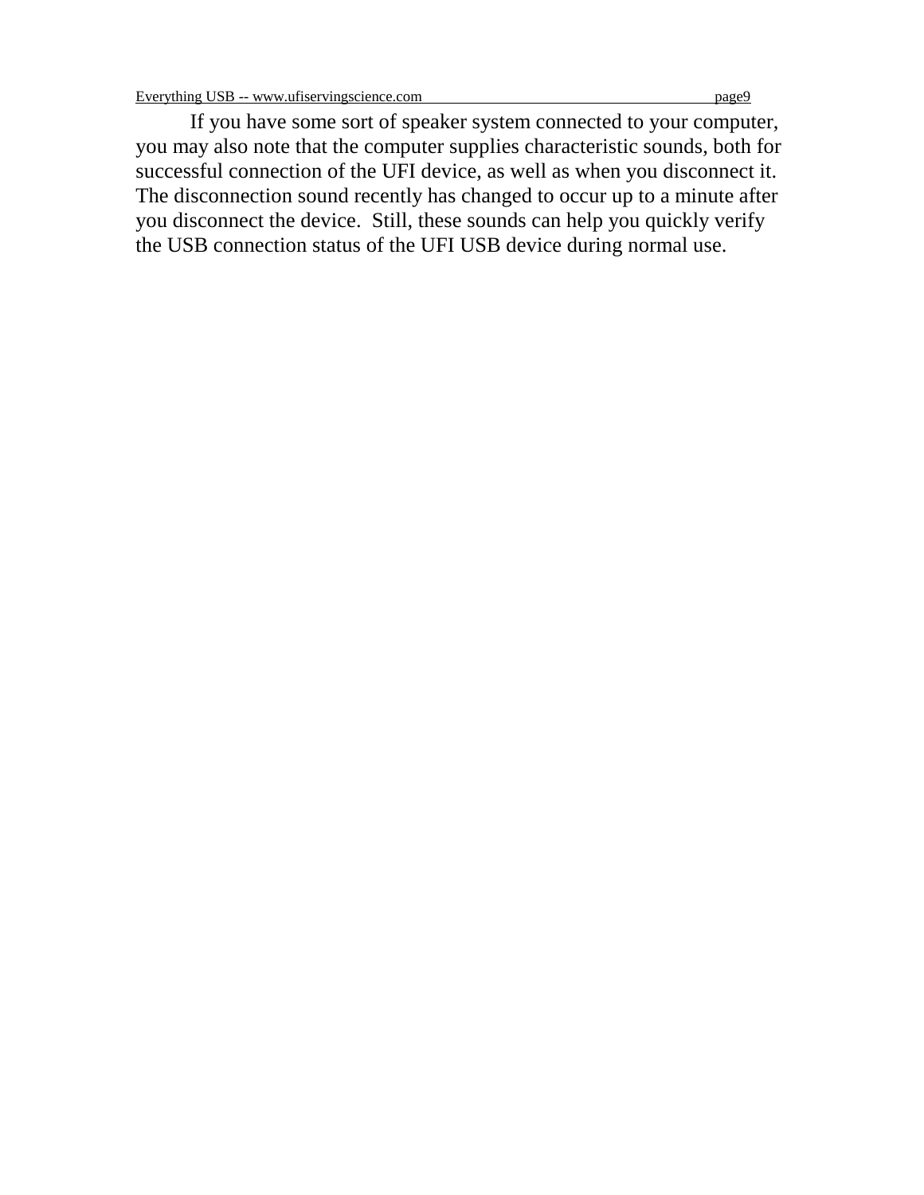If you have some sort of speaker system connected to your computer, you may also note that the computer supplies characteristic sounds, both for successful connection of the UFI device, as well as when you disconnect it. The disconnection sound recently has changed to occur up to a minute after you disconnect the device. Still, these sounds can help you quickly verify the USB connection status of the UFI USB device during normal use.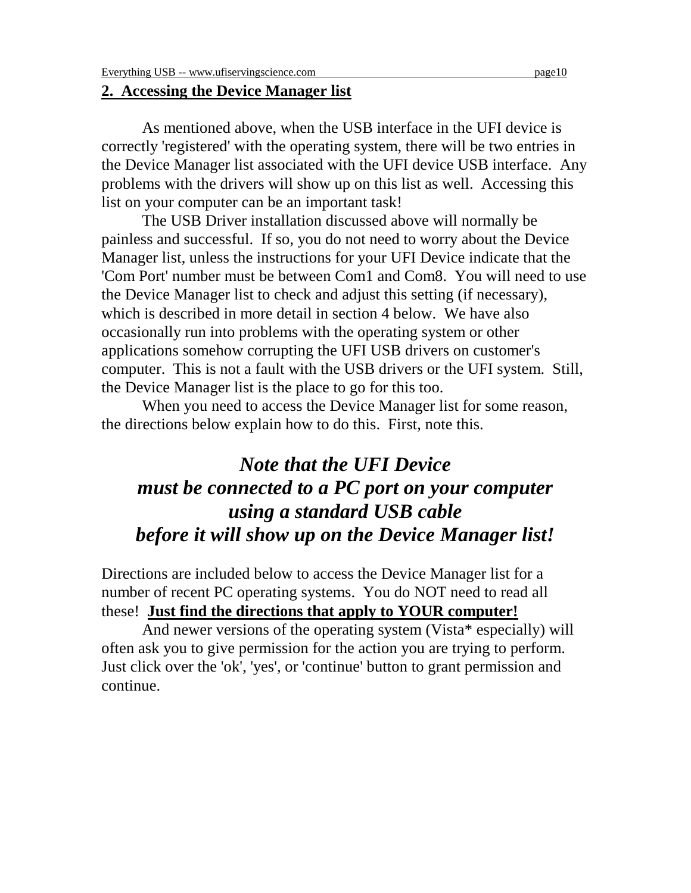## 2. Accessing the Device Manager list

As mentioned above, when the USB interface in the UFI device is correctly 'registered' with the operating system, there will be two entries in the Device Manager list associated with the UFI device USB interface. Any problems with the drivers will show up on this list as well. Accessing this list on your computer can be an important task!

The USB Driver installation discussed above will normally be painless and successful. If so, you do not need to worry about the Device Manager list, unless the instructions for your UFI Device indicate that the 'Com Port' number must be between Com1 and Com8. You will need to use the Device Manager list to check and adjust this setting (if necessary), which is described in more detail in section 4 below. We have also occasionally run into problems with the operating system or other applications somehow corrupting the UFI USB drivers on customer's computer. This is not a fault with the USB drivers or the UFI system. Still, the Device Manager list is the place to go for this too.

When you need to access the Device Manager list for some reason, the directions below explain how to do this. First, note this.

***Note that the UFI Device must be connected to a PC port on your computer using a standard USB cable before it will show up on the Device Manager list!***

Directions are included below to access the Device Manager list for a number of recent PC operating systems. You do NOT need to read all these! **Just find the directions that apply to YOUR computer!**

And newer versions of the operating system (Vista* especially) will often ask you to give permission for the action you are trying to perform. Just click over the 'ok', 'yes', or 'continue' button to grant permission and continue.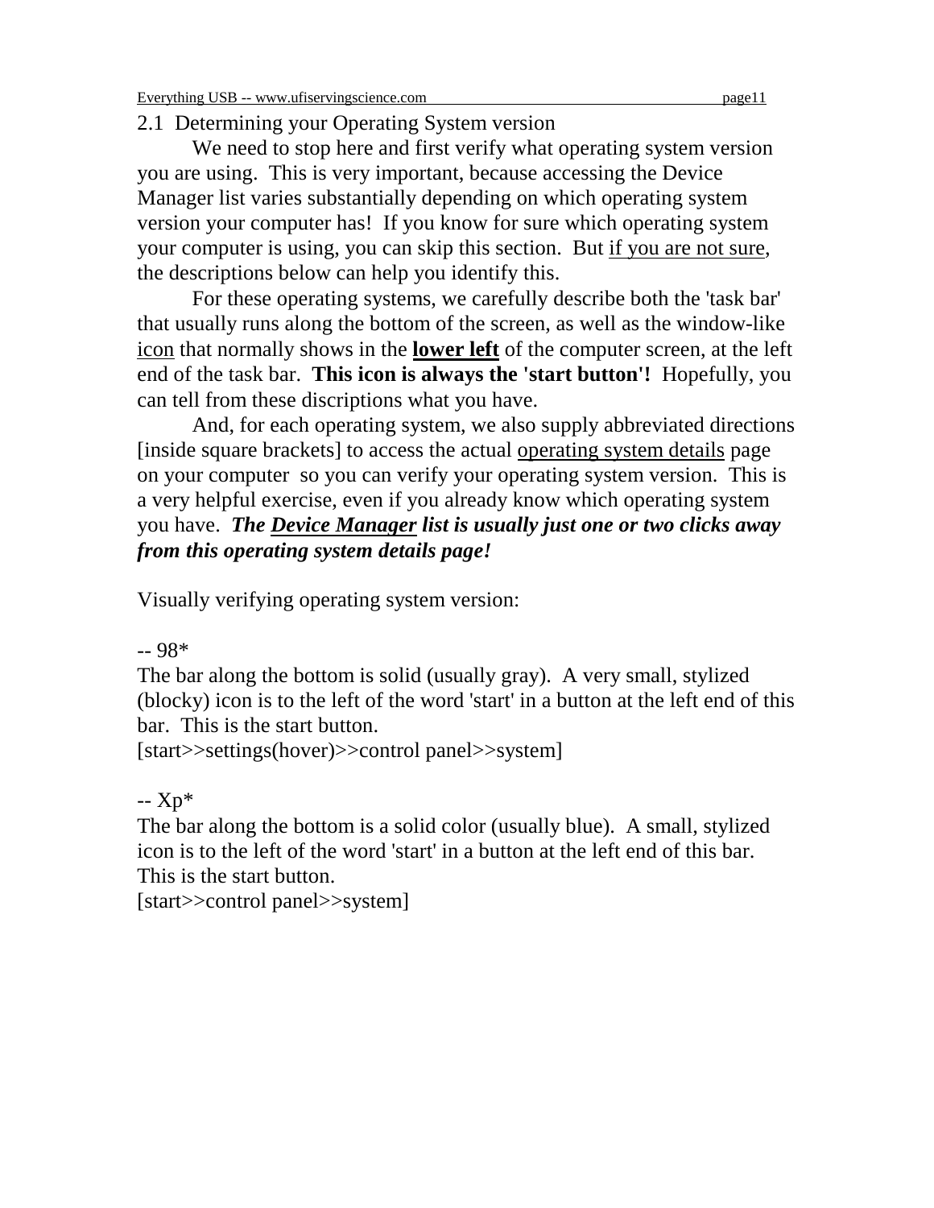## 2.1 Determining your Operating System version

We need to stop here and first verify what operating system version you are using. This is very important, because accessing the Device Manager list varies substantially depending on which operating system version your computer has! If you know for sure which operating system your computer is using, you can skip this section. But if you are not sure, the descriptions below can help you identify this.

For these operating systems, we carefully describe both the 'task bar' that usually runs along the bottom of the screen, as well as the window-like icon that normally shows in the **lower left** of the computer screen, at the left end of the task bar. **This icon is always the 'start button'!** Hopefully, you can tell from these discriptions what you have.

And, for each operating system, we also supply abbreviated directions [inside square brackets] to access the actual operating system details page on your computer so you can verify your operating system version. This is a very helpful exercise, even if you already know which operating system you have. ***The Device Manager list is usually just one or two clicks away from this operating system details page!***

Visually verifying operating system version:

-- 98*
The bar along the bottom is solid (usually gray). A very small, stylized (blocky) icon is to the left of the word 'start' in a button at the left end of this bar. This is the start button.
[start>>settings(hover)>>control panel>>system]

-- Xp*
The bar along the bottom is a solid color (usually blue). A small, stylized icon is to the left of the word 'start' in a button at the left end of this bar. This is the start button.
[start>>control panel>>system]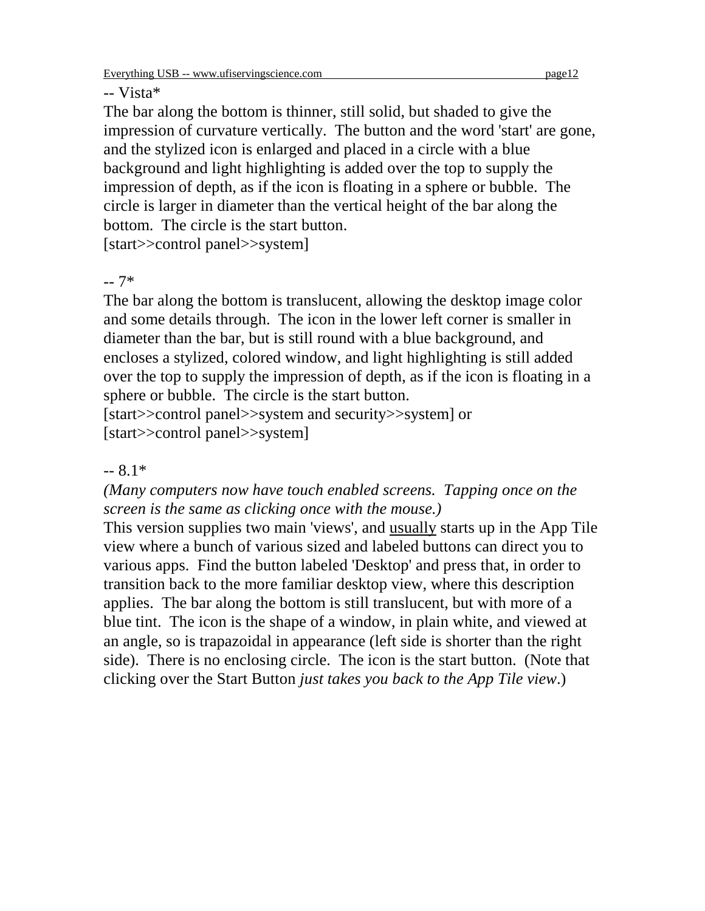-- Vista*

The bar along the bottom is thinner, still solid, but shaded to give the impression of curvature vertically. The button and the word 'start' are gone, and the stylized icon is enlarged and placed in a circle with a blue background and light highlighting is added over the top to supply the impression of depth, as if the icon is floating in a sphere or bubble. The circle is larger in diameter than the vertical height of the bar along the bottom. The circle is the start button.
[start>>control panel>>system]

-- 7*

The bar along the bottom is translucent, allowing the desktop image color and some details through. The icon in the lower left corner is smaller in diameter than the bar, but is still round with a blue background, and encloses a stylized, colored window, and light highlighting is still added over the top to supply the impression of depth, as if the icon is floating in a sphere or bubble. The circle is the start button.
[start>>control panel>>system and security>>system] or
[start>>control panel>>system]

-- 8.1*

*(Many computers now have touch enabled screens. Tapping once on the screen is the same as clicking once with the mouse.)*
This version supplies two main 'views', and <u>usually</u> starts up in the App Tile view where a bunch of various sized and labeled buttons can direct you to various apps. Find the button labeled 'Desktop' and press that, in order to transition back to the more familiar desktop view, where this description applies. The bar along the bottom is still translucent, but with more of a blue tint. The icon is the shape of a window, in plain white, and viewed at an angle, so is trapazoidal in appearance (left side is shorter than the right side). There is no enclosing circle. The icon is the start button. (Note that clicking over the Start Button *just takes you back to the App Tile view*.)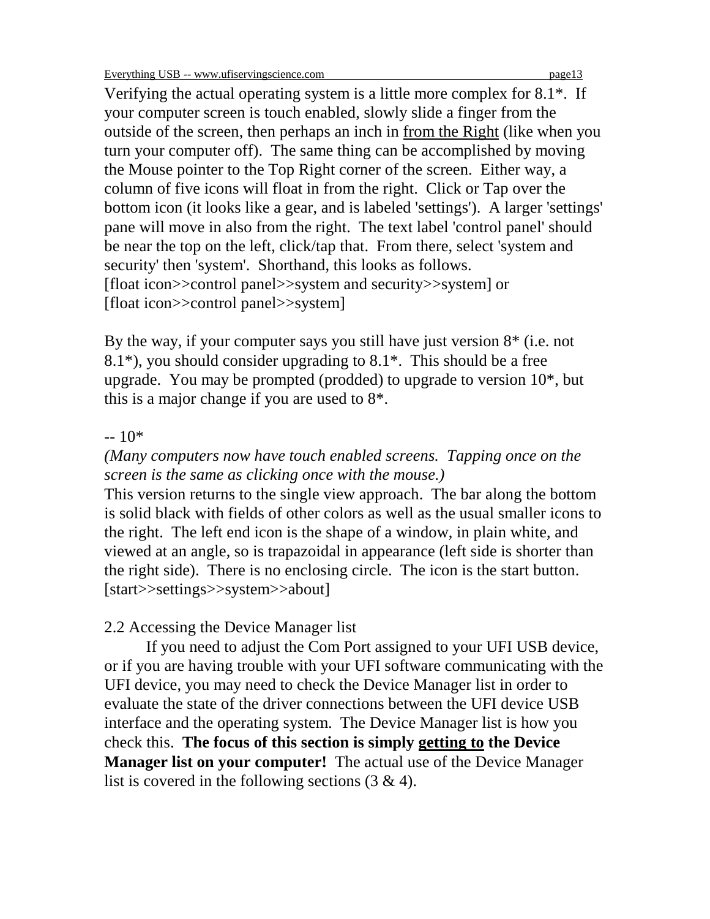Verifying the actual operating system is a little more complex for 8.1*. If your computer screen is touch enabled, slowly slide a finger from the outside of the screen, then perhaps an inch in from the Right (like when you turn your computer off). The same thing can be accomplished by moving the Mouse pointer to the Top Right corner of the screen. Either way, a column of five icons will float in from the right. Click or Tap over the bottom icon (it looks like a gear, and is labeled 'settings'). A larger 'settings' pane will move in also from the right. The text label 'control panel' should be near the top on the left, click/tap that. From there, select 'system and security' then 'system'. Shorthand, this looks as follows.
[float icon>>control panel>>system and security>>system] or
[float icon>>control panel>>system]

By the way, if your computer says you still have just version 8* (i.e. not 8.1*), you should consider upgrading to 8.1*. This should be a free upgrade. You may be prompted (prodded) to upgrade to version 10*, but this is a major change if you are used to 8*.

-- 10*

*(Many computers now have touch enabled screens. Tapping once on the screen is the same as clicking once with the mouse.)*

This version returns to the single view approach. The bar along the bottom is solid black with fields of other colors as well as the usual smaller icons to the right. The left end icon is the shape of a window, in plain white, and viewed at an angle, so is trapazoidal in appearance (left side is shorter than the right side). There is no enclosing circle. The icon is the start button.
[start>>settings>>system>>about]

## 2.2 Accessing the Device Manager list

If you need to adjust the Com Port assigned to your UFI USB device, or if you are having trouble with your UFI software communicating with the UFI device, you may need to check the Device Manager list in order to evaluate the state of the driver connections between the UFI device USB interface and the operating system. The Device Manager list is how you check this. **The focus of this section is simply getting to the Device Manager list on your computer!** The actual use of the Device Manager list is covered in the following sections (3 & 4).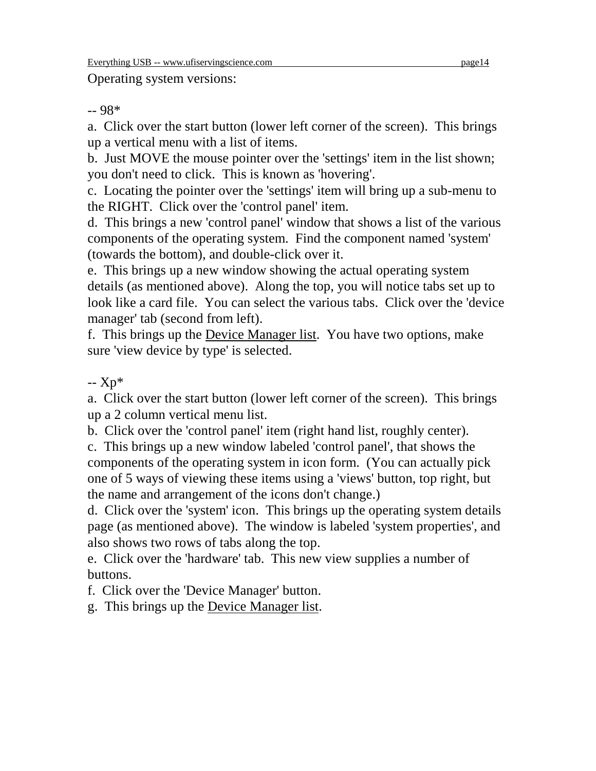Operating system versions:

-- 98*

a.  Click over the start button (lower left corner of the screen).  This brings up a vertical menu with a list of items.
b.  Just MOVE the mouse pointer over the 'settings' item in the list shown; you don't need to click.  This is known as 'hovering'.
c.  Locating the pointer over the 'settings' item will bring up a sub-menu to the RIGHT.  Click over the 'control panel' item.
d.  This brings a new 'control panel' window that shows a list of the various components of the operating system.  Find the component named 'system' (towards the bottom), and double-click over it.
e.  This brings up a new window showing the actual operating system details (as mentioned above).  Along the top, you will notice tabs set up to look like a card file.  You can select the various tabs.  Click over the 'device manager' tab (second from left).
f.  This brings up the <u>Device Manager list</u>.  You have two options, make sure 'view device by type' is selected.

-- Xp*

a.  Click over the start button (lower left corner of the screen).  This brings up a 2 column vertical menu list.
b.  Click over the 'control panel' item (right hand list, roughly center).
c.  This brings up a new window labeled 'control panel', that shows the components of the operating system in icon form.  (You can actually pick one of 5 ways of viewing these items using a 'views' button, top right, but the name and arrangement of the icons don't change.)
d.  Click over the 'system' icon.  This brings up the operating system details page (as mentioned above).  The window is labeled 'system properties', and also shows two rows of tabs along the top.
e.  Click over the 'hardware' tab.  This new view supplies a number of buttons.
f.  Click over the 'Device Manager' button.
g.  This brings up the <u>Device Manager list</u>.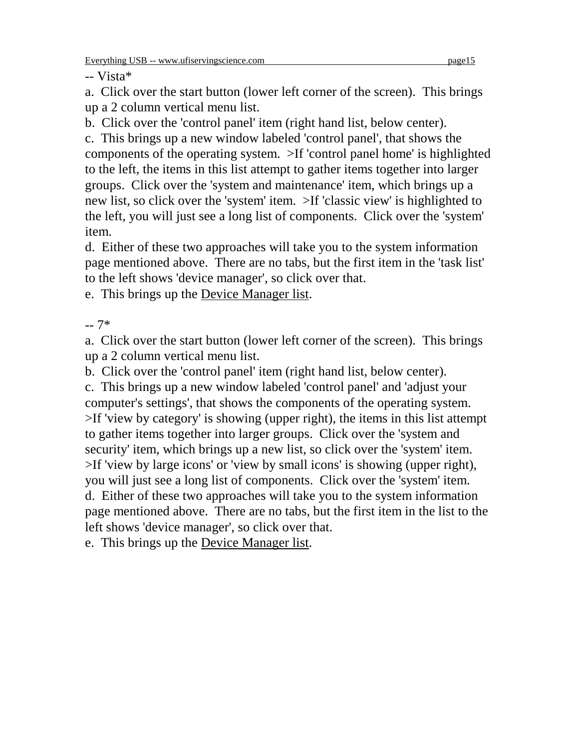-- Vista*

a. Click over the start button (lower left corner of the screen). This brings up a 2 column vertical menu list.

b. Click over the 'control panel' item (right hand list, below center).

c. This brings up a new window labeled 'control panel', that shows the components of the operating system. >If 'control panel home' is highlighted to the left, the items in this list attempt to gather items together into larger groups. Click over the 'system and maintenance' item, which brings up a new list, so click over the 'system' item. >If 'classic view' is highlighted to the left, you will just see a long list of components. Click over the 'system' item.

d. Either of these two approaches will take you to the system information page mentioned above. There are no tabs, but the first item in the 'task list' to the left shows 'device manager', so click over that.

e. This brings up the Device Manager list.

-- 7*

a. Click over the start button (lower left corner of the screen). This brings up a 2 column vertical menu list.

b. Click over the 'control panel' item (right hand list, below center).

c. This brings up a new window labeled 'control panel' and 'adjust your computer's settings', that shows the components of the operating system. >If 'view by category' is showing (upper right), the items in this list attempt to gather items together into larger groups. Click over the 'system and security' item, which brings up a new list, so click over the 'system' item. >If 'view by large icons' or 'view by small icons' is showing (upper right), you will just see a long list of components. Click over the 'system' item.

d. Either of these two approaches will take you to the system information page mentioned above. There are no tabs, but the first item in the list to the left shows 'device manager', so click over that.

e. This brings up the Device Manager list.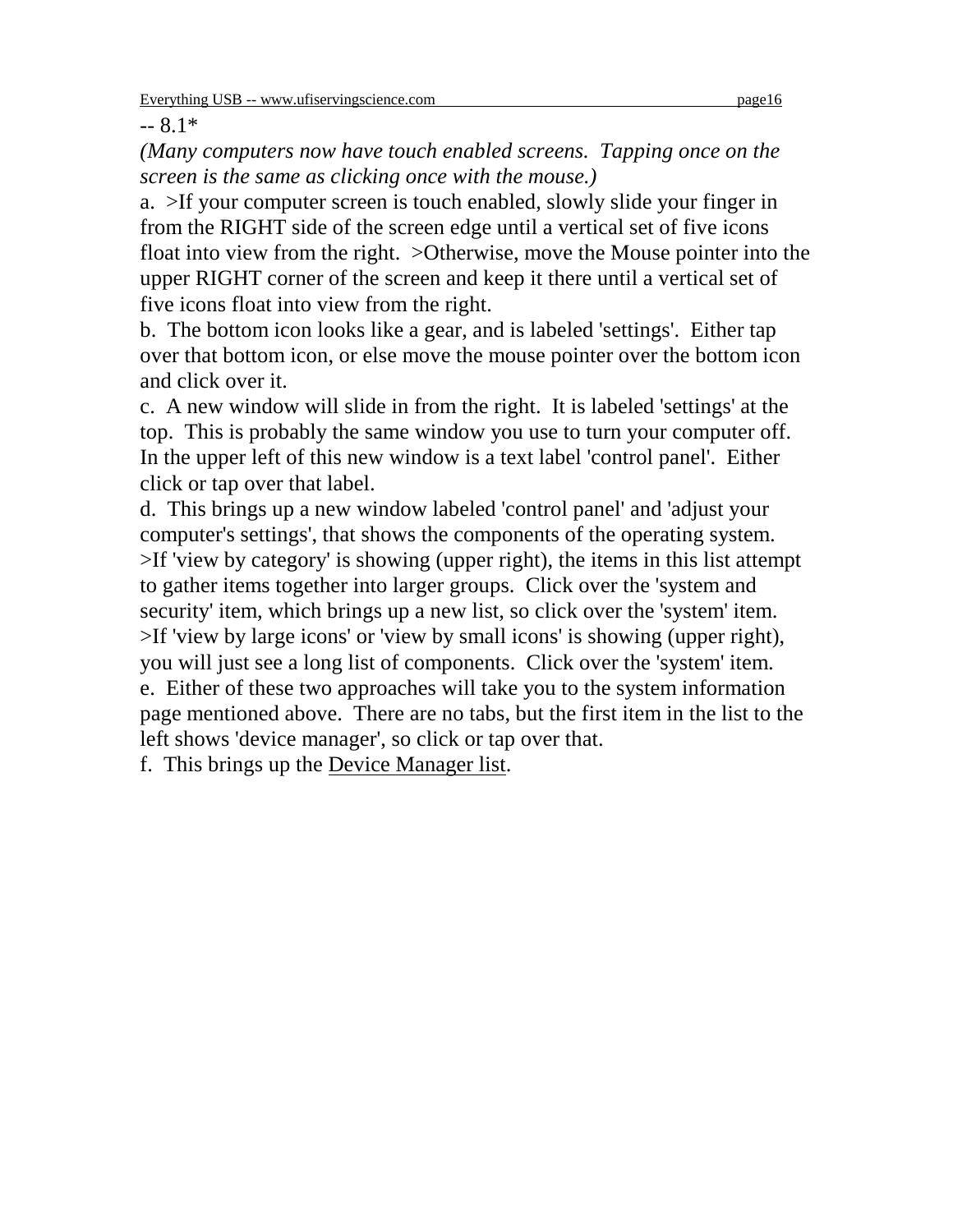-- 8.1*

*(Many computers now have touch enabled screens.  Tapping once on the screen is the same as clicking once with the mouse.)*

a.  >If your computer screen is touch enabled, slowly slide your finger in from the RIGHT side of the screen edge until a vertical set of five icons float into view from the right.  >Otherwise, move the Mouse pointer into the upper RIGHT corner of the screen and keep it there until a vertical set of five icons float into view from the right.

b.  The bottom icon looks like a gear, and is labeled 'settings'.  Either tap over that bottom icon, or else move the mouse pointer over the bottom icon and click over it.

c.  A new window will slide in from the right.  It is labeled 'settings' at the top.  This is probably the same window you use to turn your computer off.  In the upper left of this new window is a text label 'control panel'.  Either click or tap over that label.

d.  This brings up a new window labeled 'control panel' and 'adjust your computer's settings', that shows the components of the operating system.  >If 'view by category' is showing (upper right), the items in this list attempt to gather items together into larger groups.  Click over the 'system and security' item, which brings up a new list, so click over the 'system' item.  >If 'view by large icons' or 'view by small icons' is showing (upper right), you will just see a long list of components.  Click over the 'system' item.

e.  Either of these two approaches will take you to the system information page mentioned above.  There are no tabs, but the first item in the list to the left shows 'device manager', so click or tap over that.

f.  This brings up the Device Manager list.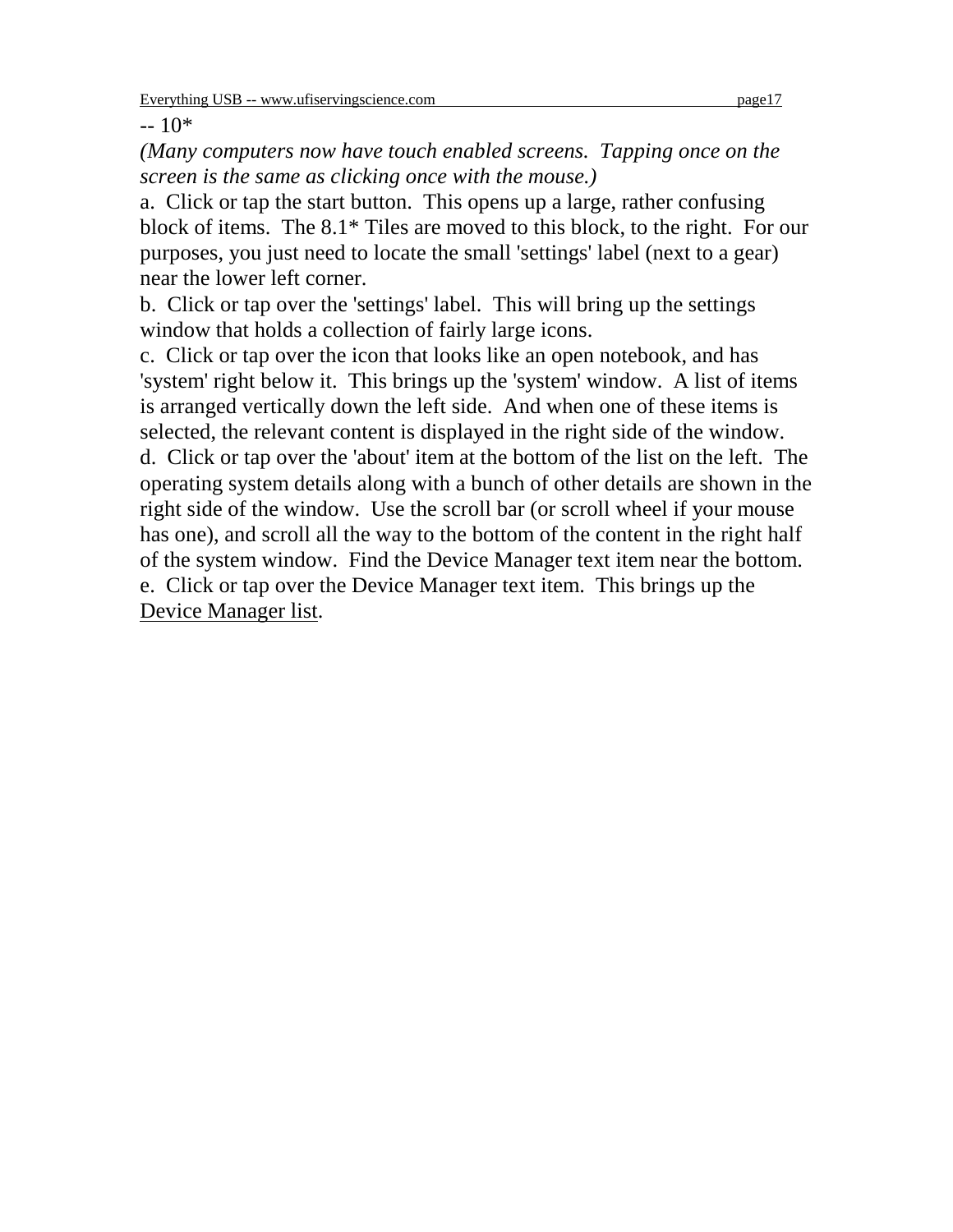-- 10*

*(Many computers now have touch enabled screens.  Tapping once on the screen is the same as clicking once with the mouse.)*

a.  Click or tap the start button.  This opens up a large, rather confusing block of items.  The 8.1* Tiles are moved to this block, to the right.  For our purposes, you just need to locate the small 'settings' label (next to a gear) near the lower left corner.

b.  Click or tap over the 'settings' label.  This will bring up the settings window that holds a collection of fairly large icons.

c.  Click or tap over the icon that looks like an open notebook, and has 'system' right below it.  This brings up the 'system' window.  A list of items is arranged vertically down the left side.  And when one of these items is selected, the relevant content is displayed in the right side of the window.

d.  Click or tap over the 'about' item at the bottom of the list on the left.  The operating system details along with a bunch of other details are shown in the right side of the window.  Use the scroll bar (or scroll wheel if your mouse has one), and scroll all the way to the bottom of the content in the right half of the system window.  Find the Device Manager text item near the bottom.

e.  Click or tap over the Device Manager text item.  This brings up the Device Manager list.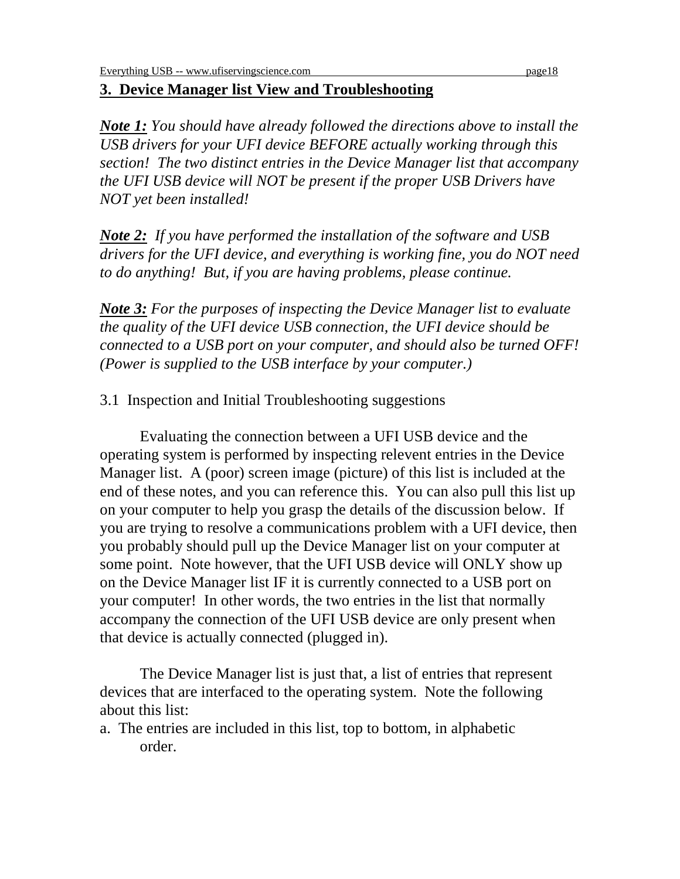## 3. Device Manager list View and Troubleshooting

***Note 1:*** *You should have already followed the directions above to install the USB drivers for your UFI device BEFORE actually working through this section! The two distinct entries in the Device Manager list that accompany the UFI USB device will NOT be present if the proper USB Drivers have NOT yet been installed!*

***Note 2:*** *If you have performed the installation of the software and USB drivers for the UFI device, and everything is working fine, you do NOT need to do anything! But, if you are having problems, please continue.*

***Note 3:*** *For the purposes of inspecting the Device Manager list to evaluate the quality of the UFI device USB connection, the UFI device should be connected to a USB port on your computer, and should also be turned OFF! (Power is supplied to the USB interface by your computer.)*

3.1 Inspection and Initial Troubleshooting suggestions

Evaluating the connection between a UFI USB device and the operating system is performed by inspecting relevent entries in the Device Manager list. A (poor) screen image (picture) of this list is included at the end of these notes, and you can reference this. You can also pull this list up on your computer to help you grasp the details of the discussion below. If you are trying to resolve a communications problem with a UFI device, then you probably should pull up the Device Manager list on your computer at some point. Note however, that the UFI USB device will ONLY show up on the Device Manager list IF it is currently connected to a USB port on your computer! In other words, the two entries in the list that normally accompany the connection of the UFI USB device are only present when that device is actually connected (plugged in).

The Device Manager list is just that, a list of entries that represent devices that are interfaced to the operating system. Note the following about this list:

a. The entries are included in this list, top to bottom, in alphabetic order.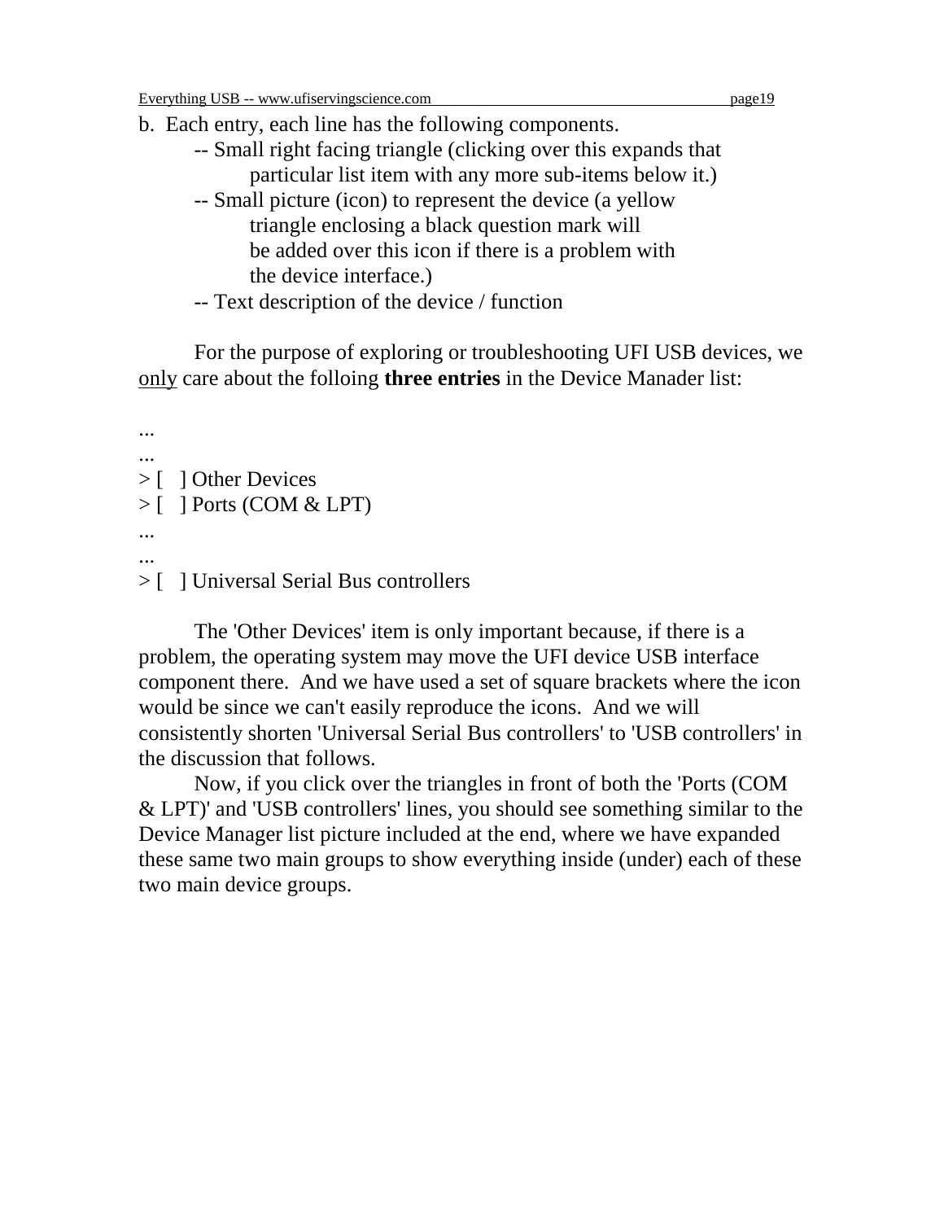b. Each entry, each line has the following components.

- -- Small right facing triangle (clicking over this expands that particular list item with any more sub-items below it.)
- -- Small picture (icon) to represent the device (a yellow triangle enclosing a black question mark will be added over this icon if there is a problem with the device interface.)
- -- Text description of the device / function

For the purpose of exploring or troubleshooting UFI USB devices, we <u>only</u> care about the folloing **three entries** in the Device Manader list:

```
...
...
> [   ] Other Devices
> [   ] Ports (COM & LPT)
...
...
> [   ] Universal Serial Bus controllers
```

The 'Other Devices' item is only important because, if there is a problem, the operating system may move the UFI device USB interface component there. And we have used a set of square brackets where the icon would be since we can't easily reproduce the icons. And we will consistently shorten 'Universal Serial Bus controllers' to 'USB controllers' in the discussion that follows.

Now, if you click over the triangles in front of both the 'Ports (COM & LPT)' and 'USB controllers' lines, you should see something similar to the Device Manager list picture included at the end, where we have expanded these same two main groups to show everything inside (under) each of these two main device groups.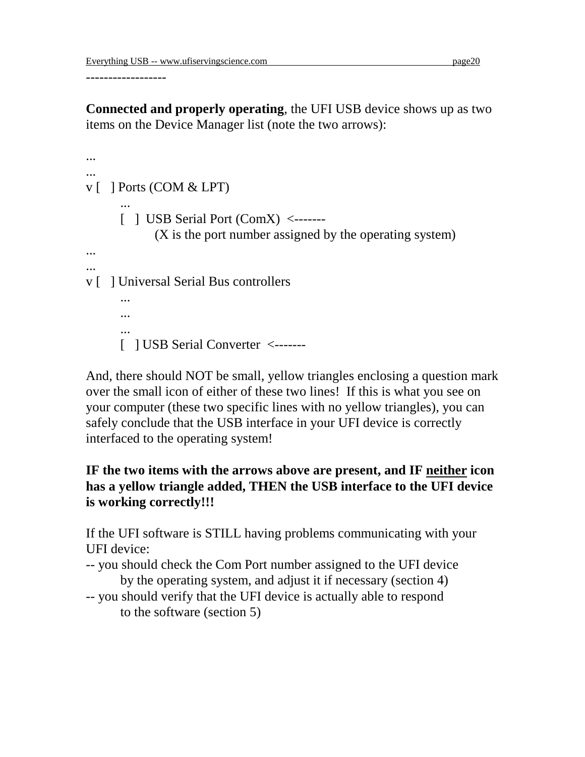------------------

**Connected and properly operating**, the UFI USB device shows up as two items on the Device Manager list (note the two arrows):

```
...
...
v [   ] Ports (COM & LPT)
        ...
        [   ]  USB Serial Port (ComX)  <-------
                (X is the port number assigned by the operating system)
...
...
v [   ] Universal Serial Bus controllers
        ...
        ...
        ...
        [   ] USB Serial Converter  <-------
```

And, there should NOT be small, yellow triangles enclosing a question mark over the small icon of either of these two lines! If this is what you see on your computer (these two specific lines with no yellow triangles), you can safely conclude that the USB interface in your UFI device is correctly interfaced to the operating system!

**IF the two items with the arrows above are present, and IF <u>neither</u> icon has a yellow triangle added, THEN the USB interface to the UFI device is working correctly!!!**

If the UFI software is STILL having problems communicating with your UFI device:

-- you should check the Com Port number assigned to the UFI device by the operating system, and adjust it if necessary (section 4)

-- you should verify that the UFI device is actually able to respond to the software (section 5)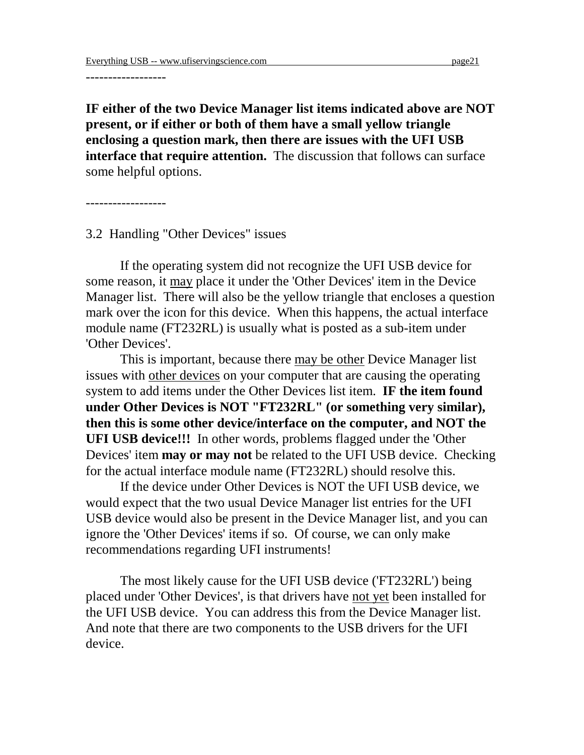------------------

**IF either of the two Device Manager list items indicated above are NOT present, or if either or both of them have a small yellow triangle enclosing a question mark, then there are issues with the UFI USB interface that require attention.** The discussion that follows can surface some helpful options.

------------------

### 3.2 Handling "Other Devices" issues

If the operating system did not recognize the UFI USB device for some reason, it <u>may</u> place it under the 'Other Devices' item in the Device Manager list. There will also be the yellow triangle that encloses a question mark over the icon for this device. When this happens, the actual interface module name (FT232RL) is usually what is posted as a sub-item under 'Other Devices'.

This is important, because there <u>may be other</u> Device Manager list issues with <u>other devices</u> on your computer that are causing the operating system to add items under the Other Devices list item. **IF the item found under Other Devices is NOT "FT232RL" (or something very similar), then this is some other device/interface on the computer, and NOT the UFI USB device!!!** In other words, problems flagged under the 'Other Devices' item **may or may not** be related to the UFI USB device. Checking for the actual interface module name (FT232RL) should resolve this.

If the device under Other Devices is NOT the UFI USB device, we would expect that the two usual Device Manager list entries for the UFI USB device would also be present in the Device Manager list, and you can ignore the 'Other Devices' items if so. Of course, we can only make recommendations regarding UFI instruments!

The most likely cause for the UFI USB device ('FT232RL') being placed under 'Other Devices', is that drivers have <u>not yet</u> been installed for the UFI USB device. You can address this from the Device Manager list. And note that there are two components to the USB drivers for the UFI device.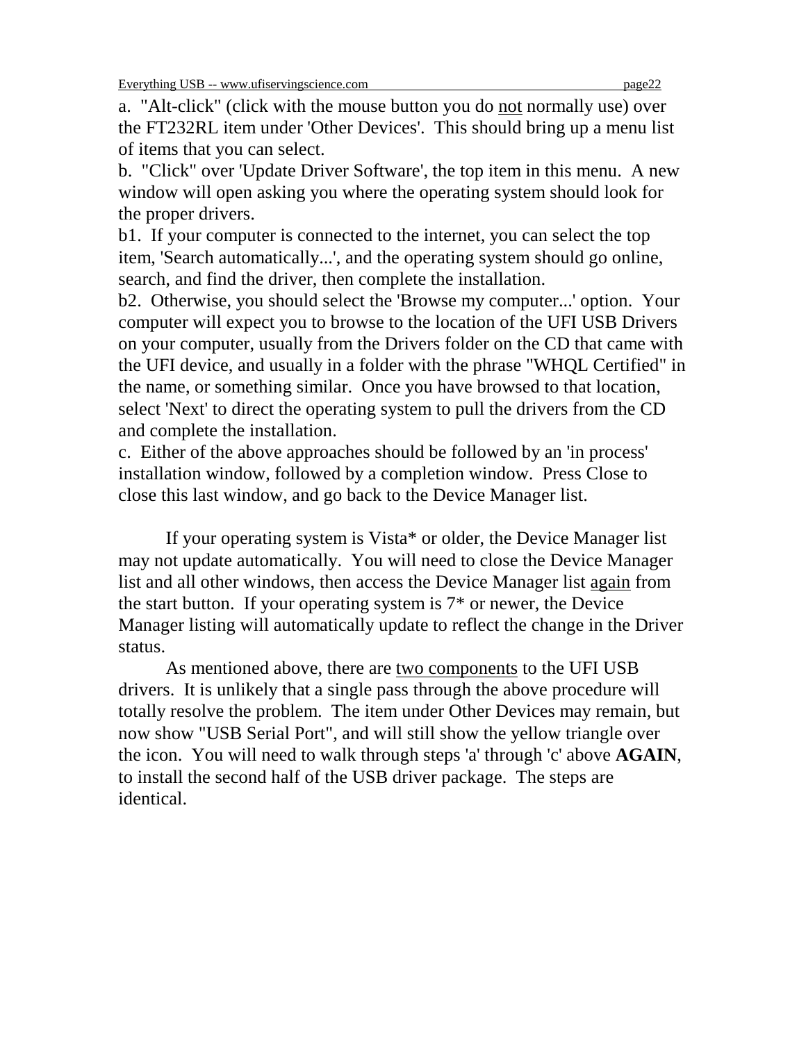a. "Alt-click" (click with the mouse button you do <u>not</u> normally use) over the FT232RL item under 'Other Devices'. This should bring up a menu list of items that you can select.

b. "Click" over 'Update Driver Software', the top item in this menu. A new window will open asking you where the operating system should look for the proper drivers.

b1. If your computer is connected to the internet, you can select the top item, 'Search automatically...', and the operating system should go online, search, and find the driver, then complete the installation.

b2. Otherwise, you should select the 'Browse my computer...' option. Your computer will expect you to browse to the location of the UFI USB Drivers on your computer, usually from the Drivers folder on the CD that came with the UFI device, and usually in a folder with the phrase "WHQL Certified" in the name, or something similar. Once you have browsed to that location, select 'Next' to direct the operating system to pull the drivers from the CD and complete the installation.

c. Either of the above approaches should be followed by an 'in process' installation window, followed by a completion window. Press Close to close this last window, and go back to the Device Manager list.

If your operating system is Vista* or older, the Device Manager list may not update automatically. You will need to close the Device Manager list and all other windows, then access the Device Manager list <u>again</u> from the start button. If your operating system is 7* or newer, the Device Manager listing will automatically update to reflect the change in the Driver status.

As mentioned above, there are <u>two components</u> to the UFI USB drivers. It is unlikely that a single pass through the above procedure will totally resolve the problem. The item under Other Devices may remain, but now show "USB Serial Port", and will still show the yellow triangle over the icon. You will need to walk through steps 'a' through 'c' above **AGAIN**, to install the second half of the USB driver package. The steps are identical.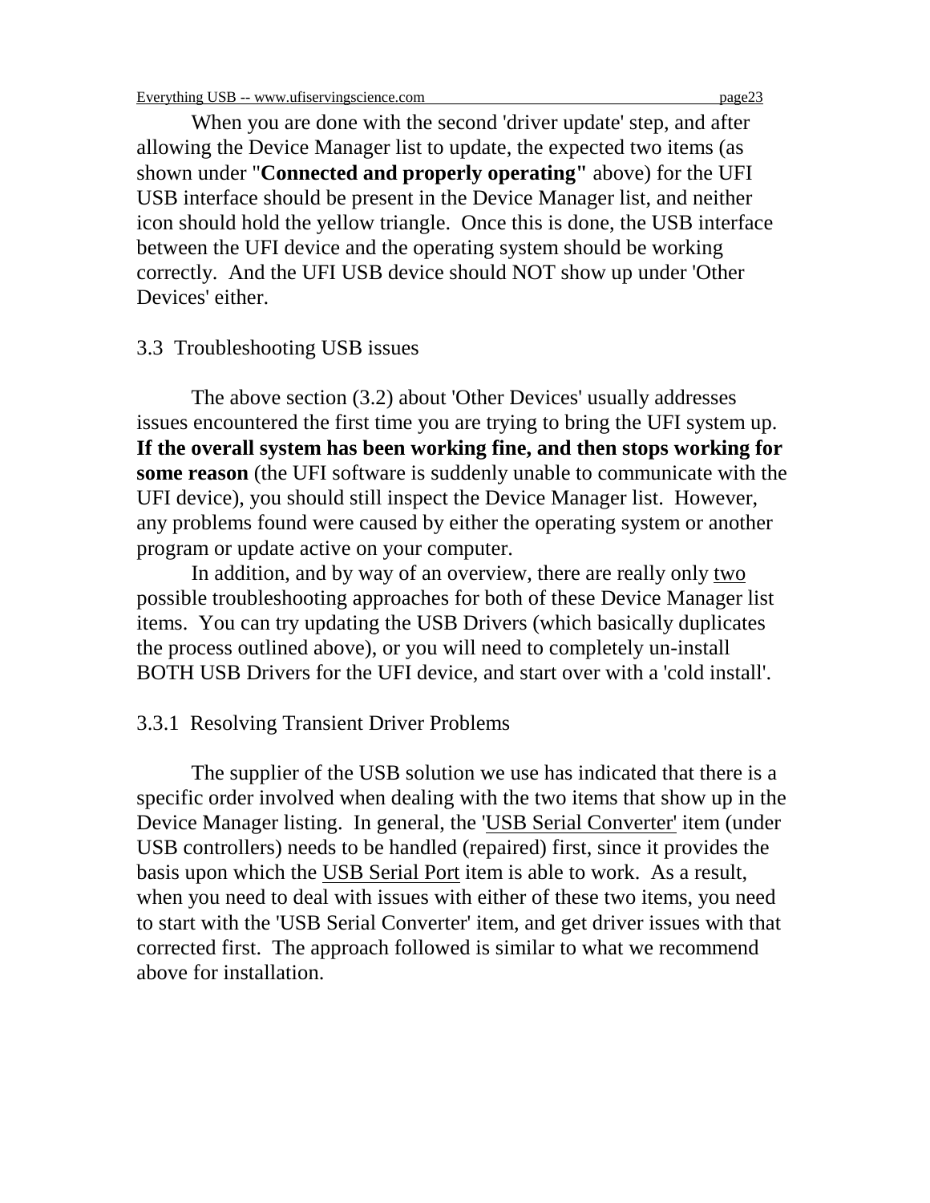When you are done with the second 'driver update' step, and after allowing the Device Manager list to update, the expected two items (as shown under "**Connected and properly operating"** above) for the UFI USB interface should be present in the Device Manager list, and neither icon should hold the yellow triangle. Once this is done, the USB interface between the UFI device and the operating system should be working correctly. And the UFI USB device should NOT show up under 'Other Devices' either.

## 3.3 Troubleshooting USB issues

The above section (3.2) about 'Other Devices' usually addresses issues encountered the first time you are trying to bring the UFI system up. **If the overall system has been working fine, and then stops working for some reason** (the UFI software is suddenly unable to communicate with the UFI device), you should still inspect the Device Manager list. However, any problems found were caused by either the operating system or another program or update active on your computer.

In addition, and by way of an overview, there are really only two possible troubleshooting approaches for both of these Device Manager list items. You can try updating the USB Drivers (which basically duplicates the process outlined above), or you will need to completely un-install BOTH USB Drivers for the UFI device, and start over with a 'cold install'.

### 3.3.1 Resolving Transient Driver Problems

The supplier of the USB solution we use has indicated that there is a specific order involved when dealing with the two items that show up in the Device Manager listing. In general, the 'USB Serial Converter' item (under USB controllers) needs to be handled (repaired) first, since it provides the basis upon which the USB Serial Port item is able to work. As a result, when you need to deal with issues with either of these two items, you need to start with the 'USB Serial Converter' item, and get driver issues with that corrected first. The approach followed is similar to what we recommend above for installation.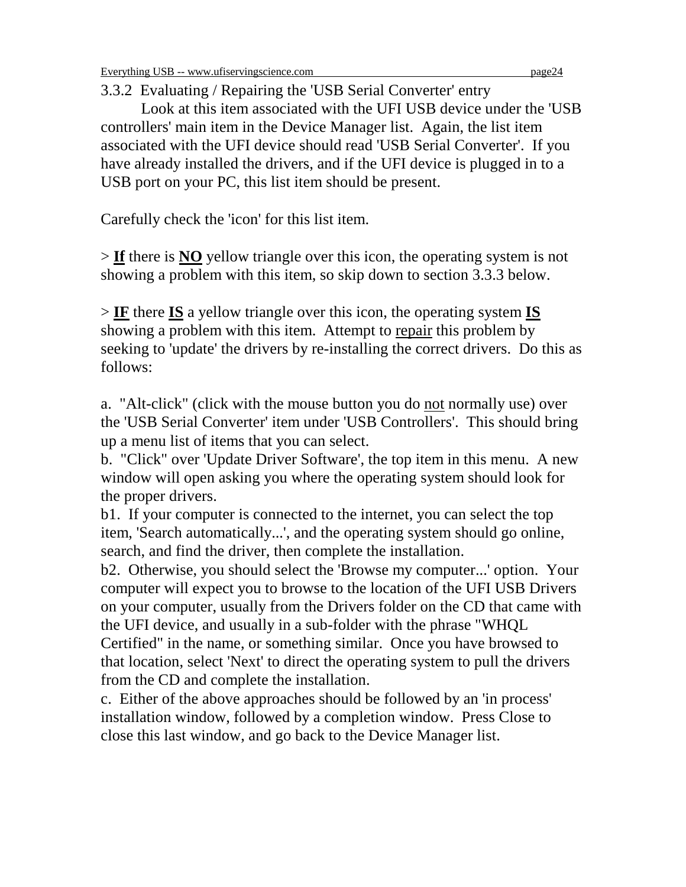### 3.3.2 Evaluating / Repairing the 'USB Serial Converter' entry

Look at this item associated with the UFI USB device under the 'USB controllers' main item in the Device Manager list. Again, the list item associated with the UFI device should read 'USB Serial Converter'. If you have already installed the drivers, and if the UFI device is plugged in to a USB port on your PC, this list item should be present.

Carefully check the 'icon' for this list item.

> **If** there is **NO** yellow triangle over this icon, the operating system is not showing a problem with this item, so skip down to section 3.3.3 below.

> **IF** there **IS** a yellow triangle over this icon, the operating system **IS** showing a problem with this item. Attempt to repair this problem by seeking to 'update' the drivers by re-installing the correct drivers. Do this as follows:

a. "Alt-click" (click with the mouse button you do not normally use) over the 'USB Serial Converter' item under 'USB Controllers'. This should bring up a menu list of items that you can select.
b. "Click" over 'Update Driver Software', the top item in this menu. A new window will open asking you where the operating system should look for the proper drivers.
b1. If your computer is connected to the internet, you can select the top item, 'Search automatically...', and the operating system should go online, search, and find the driver, then complete the installation.
b2. Otherwise, you should select the 'Browse my computer...' option. Your computer will expect you to browse to the location of the UFI USB Drivers on your computer, usually from the Drivers folder on the CD that came with the UFI device, and usually in a sub-folder with the phrase "WHQL Certified" in the name, or something similar. Once you have browsed to that location, select 'Next' to direct the operating system to pull the drivers from the CD and complete the installation.
c. Either of the above approaches should be followed by an 'in process' installation window, followed by a completion window. Press Close to close this last window, and go back to the Device Manager list.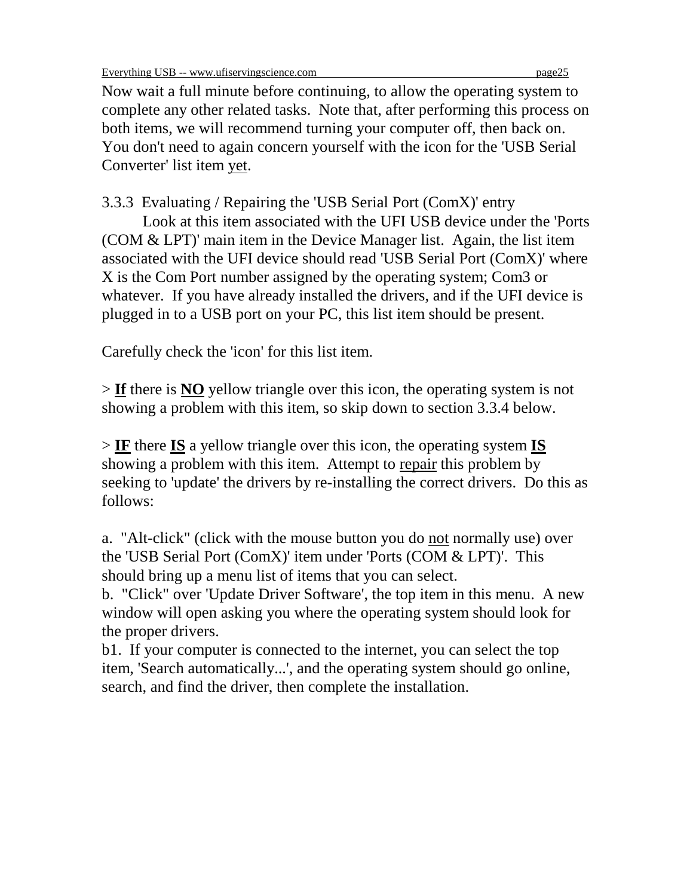Now wait a full minute before continuing, to allow the operating system to complete any other related tasks. Note that, after performing this process on both items, we will recommend turning your computer off, then back on. You don't need to again concern yourself with the icon for the 'USB Serial Converter' list item <u>yet</u>.

### 3.3.3 Evaluating / Repairing the 'USB Serial Port (ComX)' entry

Look at this item associated with the UFI USB device under the 'Ports (COM & LPT)' main item in the Device Manager list. Again, the list item associated with the UFI device should read 'USB Serial Port (ComX)' where X is the Com Port number assigned by the operating system; Com3 or whatever. If you have already installed the drivers, and if the UFI device is plugged in to a USB port on your PC, this list item should be present.

Carefully check the 'icon' for this list item.

> <u>**If**</u> there is <u>**NO**</u> yellow triangle over this icon, the operating system is not showing a problem with this item, so skip down to section 3.3.4 below.

> <u>**IF**</u> there <u>**IS**</u> a yellow triangle over this icon, the operating system <u>**IS**</u> showing a problem with this item. Attempt to <u>repair</u> this problem by seeking to 'update' the drivers by re-installing the correct drivers. Do this as follows:

a. "Alt-click" (click with the mouse button you do <u>not</u> normally use) over the 'USB Serial Port (ComX)' item under 'Ports (COM & LPT)'. This should bring up a menu list of items that you can select.
b. "Click" over 'Update Driver Software', the top item in this menu. A new window will open asking you where the operating system should look for the proper drivers.
b1. If your computer is connected to the internet, you can select the top item, 'Search automatically...', and the operating system should go online, search, and find the driver, then complete the installation.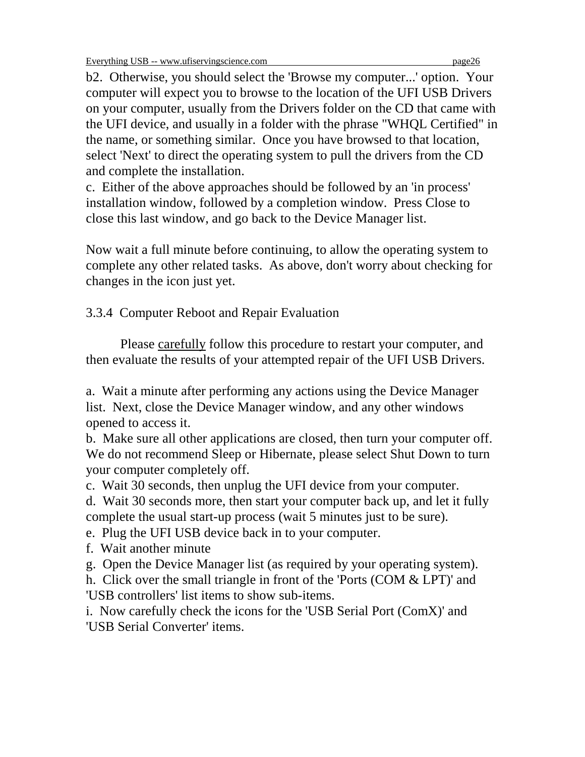b2.  Otherwise, you should select the 'Browse my computer...' option.  Your computer will expect you to browse to the location of the UFI USB Drivers on your computer, usually from the Drivers folder on the CD that came with the UFI device, and usually in a folder with the phrase "WHQL Certified" in the name, or something similar.  Once you have browsed to that location, select 'Next' to direct the operating system to pull the drivers from the CD and complete the installation.

c.  Either of the above approaches should be followed by an 'in process' installation window, followed by a completion window.  Press Close to close this last window, and go back to the Device Manager list.

Now wait a full minute before continuing, to allow the operating system to complete any other related tasks.  As above, don't worry about checking for changes in the icon just yet.

### 3.3.4  Computer Reboot and Repair Evaluation

Please <u>carefully</u> follow this procedure to restart your computer, and then evaluate the results of your attempted repair of the UFI USB Drivers.

a.  Wait a minute after performing any actions using the Device Manager list.  Next, close the Device Manager window, and any other windows opened to access it.

b.  Make sure all other applications are closed, then turn your computer off.  We do not recommend Sleep or Hibernate, please select Shut Down to turn your computer completely off.

c.  Wait 30 seconds, then unplug the UFI device from your computer.

d.  Wait 30 seconds more, then start your computer back up, and let it fully complete the usual start-up process (wait 5 minutes just to be sure).

e.  Plug the UFI USB device back in to your computer.

f.  Wait another minute

g.  Open the Device Manager list (as required by your operating system).

h.  Click over the small triangle in front of the 'Ports (COM & LPT)' and 'USB controllers' list items to show sub-items.

i.  Now carefully check the icons for the 'USB Serial Port (ComX)' and 'USB Serial Converter' items.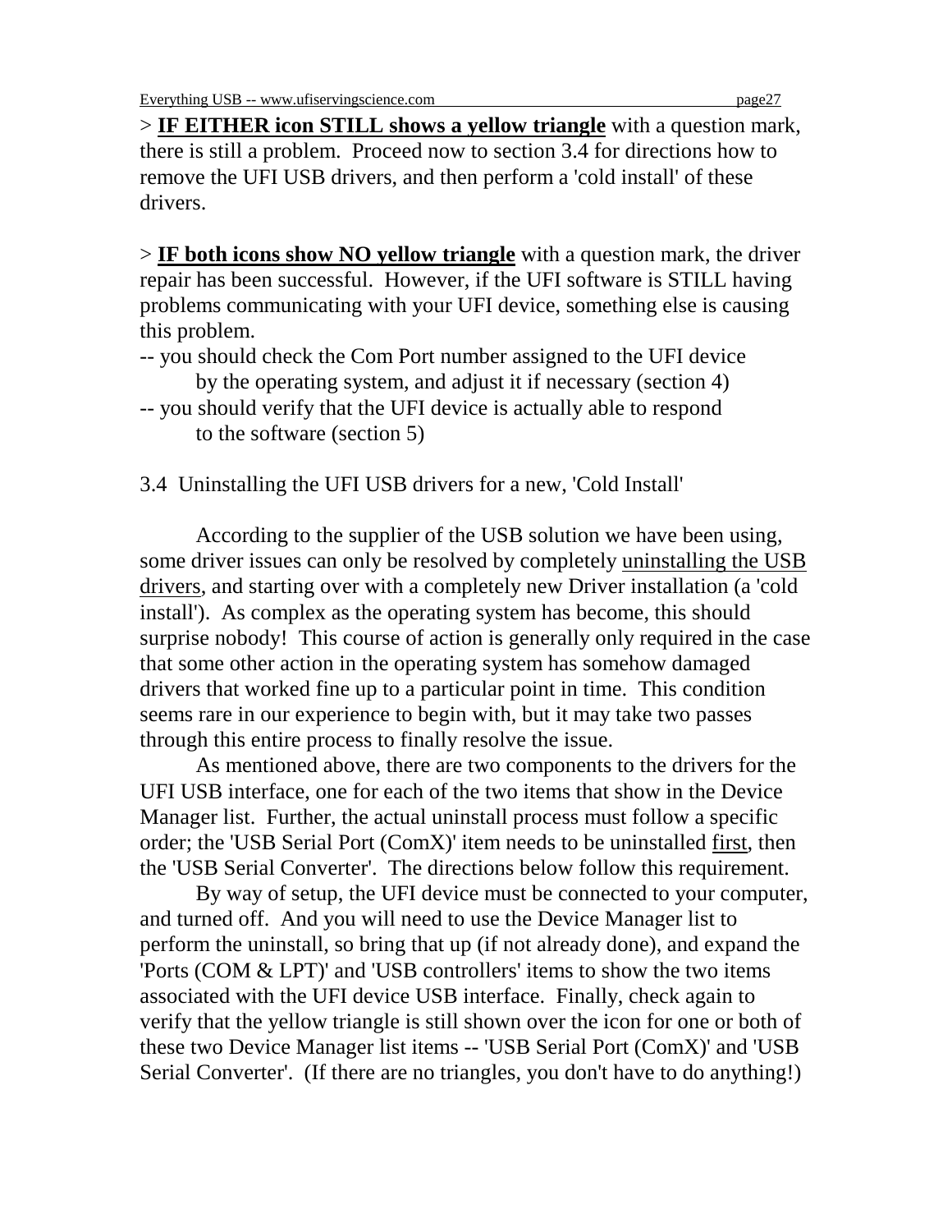> **IF EITHER icon STILL shows a yellow triangle** with a question mark, there is still a problem. Proceed now to section 3.4 for directions how to remove the UFI USB drivers, and then perform a 'cold install' of these drivers.

> **IF both icons show NO yellow triangle** with a question mark, the driver repair has been successful. However, if the UFI software is STILL having problems communicating with your UFI device, something else is causing this problem.

-- you should check the Com Port number assigned to the UFI device by the operating system, and adjust it if necessary (section 4)

-- you should verify that the UFI device is actually able to respond to the software (section 5)

## 3.4 Uninstalling the UFI USB drivers for a new, 'Cold Install'

According to the supplier of the USB solution we have been using, some driver issues can only be resolved by completely <u>uninstalling the USB drivers</u>, and starting over with a completely new Driver installation (a 'cold install'). As complex as the operating system has become, this should surprise nobody! This course of action is generally only required in the case that some other action in the operating system has somehow damaged drivers that worked fine up to a particular point in time. This condition seems rare in our experience to begin with, but it may take two passes through this entire process to finally resolve the issue.

As mentioned above, there are two components to the drivers for the UFI USB interface, one for each of the two items that show in the Device Manager list. Further, the actual uninstall process must follow a specific order; the 'USB Serial Port (ComX)' item needs to be uninstalled <u>first</u>, then the 'USB Serial Converter'. The directions below follow this requirement.

By way of setup, the UFI device must be connected to your computer, and turned off. And you will need to use the Device Manager list to perform the uninstall, so bring that up (if not already done), and expand the 'Ports (COM & LPT)' and 'USB controllers' items to show the two items associated with the UFI device USB interface. Finally, check again to verify that the yellow triangle is still shown over the icon for one or both of these two Device Manager list items -- 'USB Serial Port (ComX)' and 'USB Serial Converter'. (If there are no triangles, you don't have to do anything!)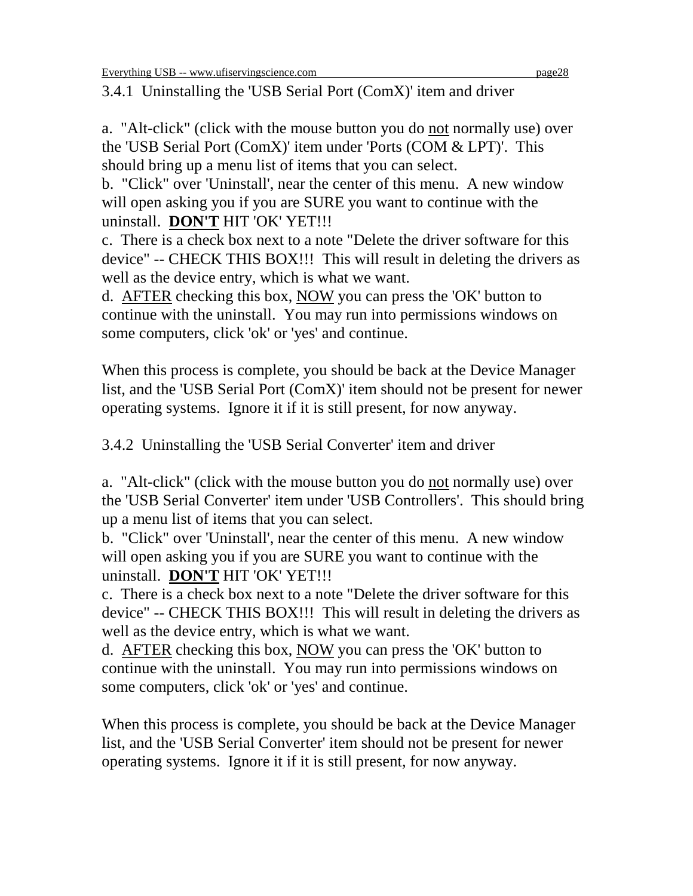### 3.4.1 Uninstalling the 'USB Serial Port (ComX)' item and driver

a. "Alt-click" (click with the mouse button you do <u>not</u> normally use) over the 'USB Serial Port (ComX)' item under 'Ports (COM & LPT)'. This should bring up a menu list of items that you can select.
b. "Click" over 'Uninstall', near the center of this menu. A new window will open asking you if you are SURE you want to continue with the uninstall. **<u>DON'T</u>** HIT 'OK' YET!!!
c. There is a check box next to a note "Delete the driver software for this device" -- CHECK THIS BOX!!! This will result in deleting the drivers as well as the device entry, which is what we want.
d. <u>AFTER</u> checking this box, <u>NOW</u> you can press the 'OK' button to continue with the uninstall. You may run into permissions windows on some computers, click 'ok' or 'yes' and continue.

When this process is complete, you should be back at the Device Manager list, and the 'USB Serial Port (ComX)' item should not be present for newer operating systems. Ignore it if it is still present, for now anyway.

### 3.4.2 Uninstalling the 'USB Serial Converter' item and driver

a. "Alt-click" (click with the mouse button you do <u>not</u> normally use) over the 'USB Serial Converter' item under 'USB Controllers'. This should bring up a menu list of items that you can select.
b. "Click" over 'Uninstall', near the center of this menu. A new window will open asking you if you are SURE you want to continue with the uninstall. **<u>DON'T</u>** HIT 'OK' YET!!!
c. There is a check box next to a note "Delete the driver software for this device" -- CHECK THIS BOX!!! This will result in deleting the drivers as well as the device entry, which is what we want.
d. <u>AFTER</u> checking this box, <u>NOW</u> you can press the 'OK' button to continue with the uninstall. You may run into permissions windows on some computers, click 'ok' or 'yes' and continue.

When this process is complete, you should be back at the Device Manager list, and the 'USB Serial Converter' item should not be present for newer operating systems. Ignore it if it is still present, for now anyway.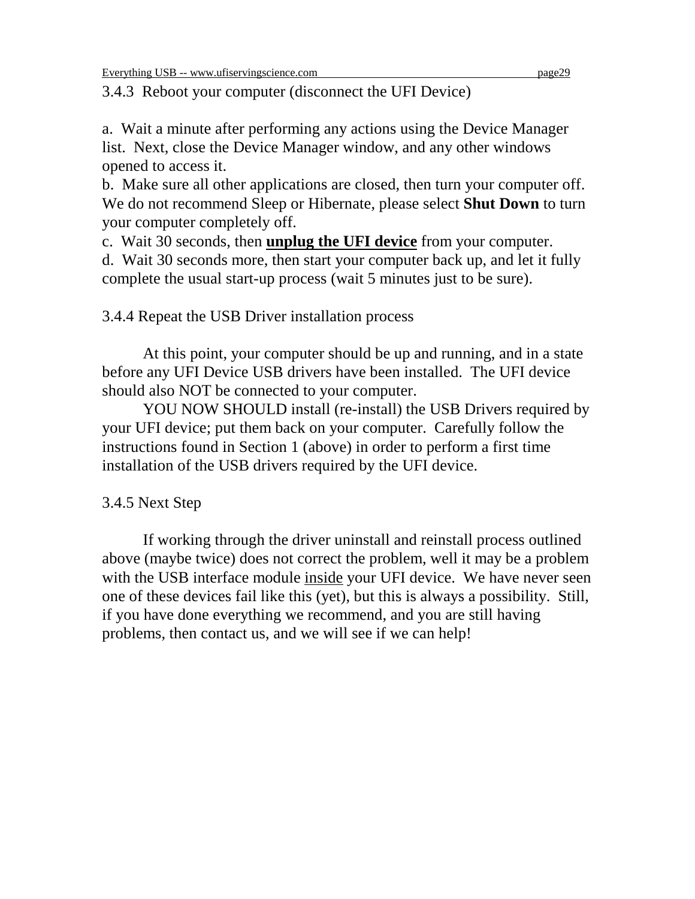### 3.4.3 Reboot your computer (disconnect the UFI Device)

a. Wait a minute after performing any actions using the Device Manager list. Next, close the Device Manager window, and any other windows opened to access it.
b. Make sure all other applications are closed, then turn your computer off. We do not recommend Sleep or Hibernate, please select **Shut Down** to turn your computer completely off.
c. Wait 30 seconds, then **unplug the UFI device** from your computer.
d. Wait 30 seconds more, then start your computer back up, and let it fully complete the usual start-up process (wait 5 minutes just to be sure).

### 3.4.4 Repeat the USB Driver installation process

At this point, your computer should be up and running, and in a state before any UFI Device USB drivers have been installed. The UFI device should also NOT be connected to your computer.

YOU NOW SHOULD install (re-install) the USB Drivers required by your UFI device; put them back on your computer. Carefully follow the instructions found in Section 1 (above) in order to perform a first time installation of the USB drivers required by the UFI device.

### 3.4.5 Next Step

If working through the driver uninstall and reinstall process outlined above (maybe twice) does not correct the problem, well it may be a problem with the USB interface module inside your UFI device. We have never seen one of these devices fail like this (yet), but this is always a possibility. Still, if you have done everything we recommend, and you are still having problems, then contact us, and we will see if we can help!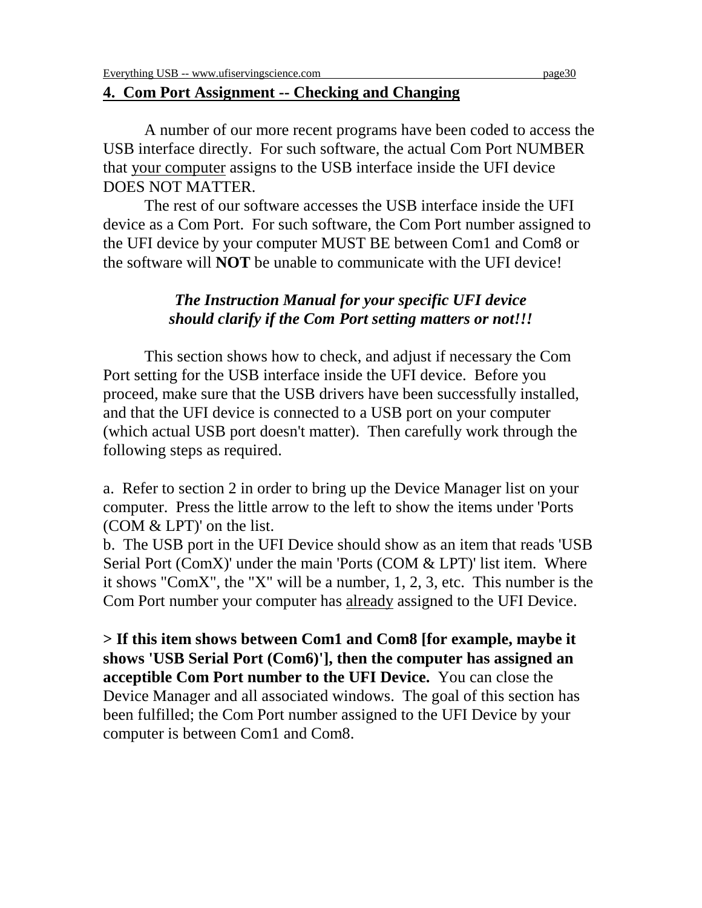## 4. Com Port Assignment -- Checking and Changing

A number of our more recent programs have been coded to access the USB interface directly. For such software, the actual Com Port NUMBER that your computer assigns to the USB interface inside the UFI device DOES NOT MATTER.

The rest of our software accesses the USB interface inside the UFI device as a Com Port. For such software, the Com Port number assigned to the UFI device by your computer MUST BE between Com1 and Com8 or the software will **NOT** be unable to communicate with the UFI device!

***The Instruction Manual for your specific UFI device should clarify if the Com Port setting matters or not!!!***

This section shows how to check, and adjust if necessary the Com Port setting for the USB interface inside the UFI device. Before you proceed, make sure that the USB drivers have been successfully installed, and that the UFI device is connected to a USB port on your computer (which actual USB port doesn't matter). Then carefully work through the following steps as required.

a. Refer to section 2 in order to bring up the Device Manager list on your computer. Press the little arrow to the left to show the items under 'Ports (COM & LPT)' on the list.
b. The USB port in the UFI Device should show as an item that reads 'USB Serial Port (ComX)' under the main 'Ports (COM & LPT)' list item. Where it shows "ComX", the "X" will be a number, 1, 2, 3, etc. This number is the Com Port number your computer has already assigned to the UFI Device.

**> If this item shows between Com1 and Com8 [for example, maybe it shows 'USB Serial Port (Com6)'], then the computer has assigned an acceptible Com Port number to the UFI Device.** You can close the Device Manager and all associated windows. The goal of this section has been fulfilled; the Com Port number assigned to the UFI Device by your computer is between Com1 and Com8.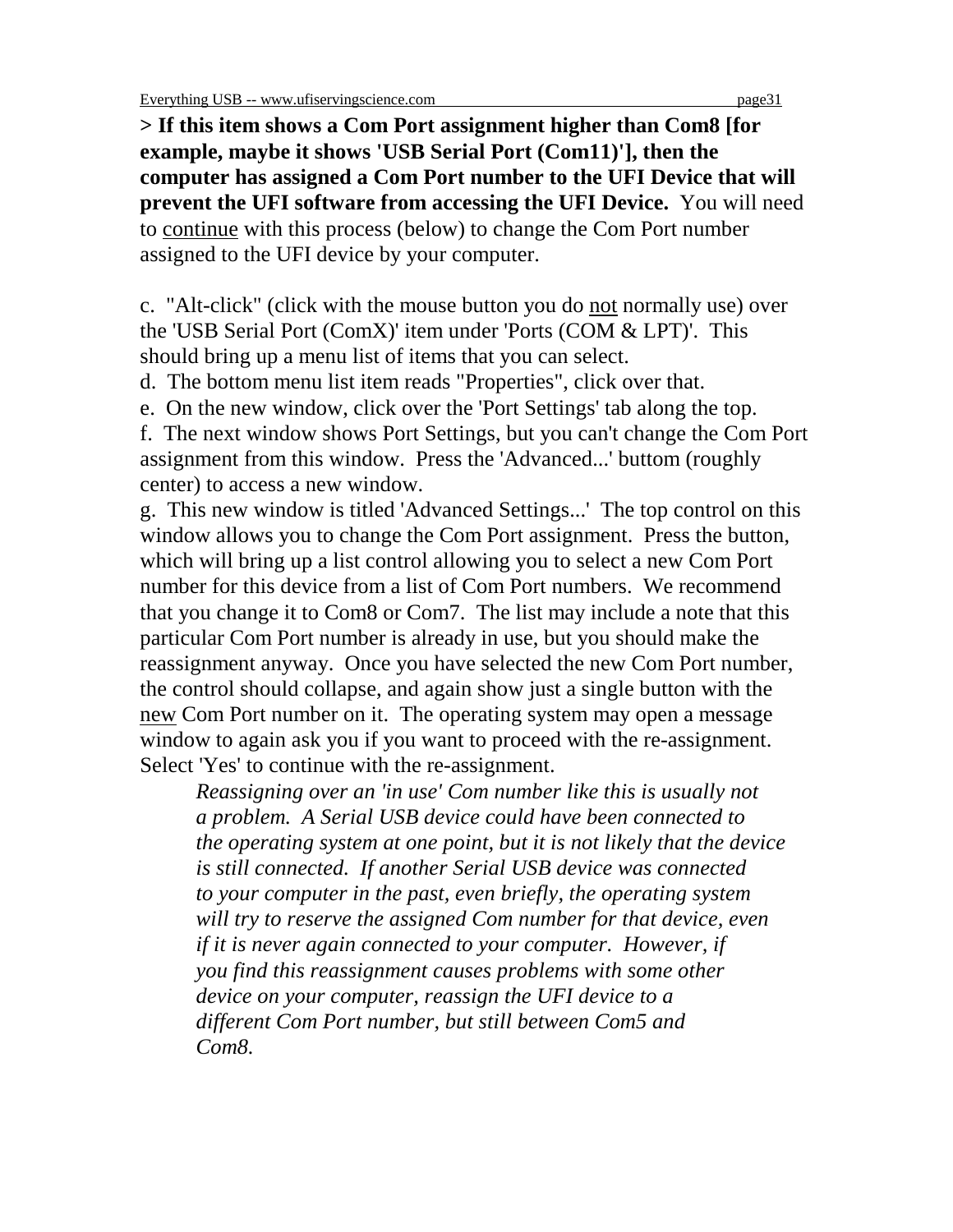**> If this item shows a Com Port assignment higher than Com8 [for example, maybe it shows 'USB Serial Port (Com11)'], then the computer has assigned a Com Port number to the UFI Device that will prevent the UFI software from accessing the UFI Device.** You will need to <u>continue</u> with this process (below) to change the Com Port number assigned to the UFI device by your computer.

c. "Alt-click" (click with the mouse button you do <u>not</u> normally use) over the 'USB Serial Port (ComX)' item under 'Ports (COM & LPT)'. This should bring up a menu list of items that you can select.
d. The bottom menu list item reads "Properties", click over that.
e. On the new window, click over the 'Port Settings' tab along the top.
f. The next window shows Port Settings, but you can't change the Com Port assignment from this window. Press the 'Advanced...' buttom (roughly center) to access a new window.
g. This new window is titled 'Advanced Settings...' The top control on this window allows you to change the Com Port assignment. Press the button, which will bring up a list control allowing you to select a new Com Port number for this device from a list of Com Port numbers. We recommend that you change it to Com8 or Com7. The list may include a note that this particular Com Port number is already in use, but you should make the reassignment anyway. Once you have selected the new Com Port number, the control should collapse, and again show just a single button with the <u>new</u> Com Port number on it. The operating system may open a message window to again ask you if you want to proceed with the re-assignment. Select 'Yes' to continue with the re-assignment.

> *Reassigning over an 'in use' Com number like this is usually not a problem. A Serial USB device could have been connected to the operating system at one point, but it is not likely that the device is still connected. If another Serial USB device was connected to your computer in the past, even briefly, the operating system will try to reserve the assigned Com number for that device, even if it is never again connected to your computer. However, if you find this reassignment causes problems with some other device on your computer, reassign the UFI device to a different Com Port number, but still between Com5 and Com8.*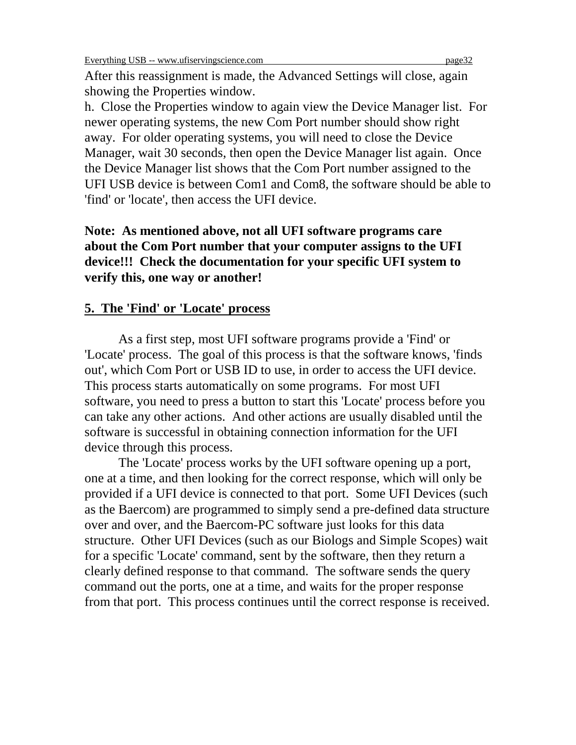After this reassignment is made, the Advanced Settings will close, again showing the Properties window.

h. Close the Properties window to again view the Device Manager list. For newer operating systems, the new Com Port number should show right away. For older operating systems, you will need to close the Device Manager, wait 30 seconds, then open the Device Manager list again. Once the Device Manager list shows that the Com Port number assigned to the UFI USB device is between Com1 and Com8, the software should be able to 'find' or 'locate', then access the UFI device.

**Note: As mentioned above, not all UFI software programs care about the Com Port number that your computer assigns to the UFI device!!! Check the documentation for your specific UFI system to verify this, one way or another!**

## 5. The 'Find' or 'Locate' process

As a first step, most UFI software programs provide a 'Find' or 'Locate' process. The goal of this process is that the software knows, 'finds out', which Com Port or USB ID to use, in order to access the UFI device. This process starts automatically on some programs. For most UFI software, you need to press a button to start this 'Locate' process before you can take any other actions. And other actions are usually disabled until the software is successful in obtaining connection information for the UFI device through this process.

The 'Locate' process works by the UFI software opening up a port, one at a time, and then looking for the correct response, which will only be provided if a UFI device is connected to that port. Some UFI Devices (such as the Baercom) are programmed to simply send a pre-defined data structure over and over, and the Baercom-PC software just looks for this data structure. Other UFI Devices (such as our Biologs and Simple Scopes) wait for a specific 'Locate' command, sent by the software, then they return a clearly defined response to that command. The software sends the query command out the ports, one at a time, and waits for the proper response from that port. This process continues until the correct response is received.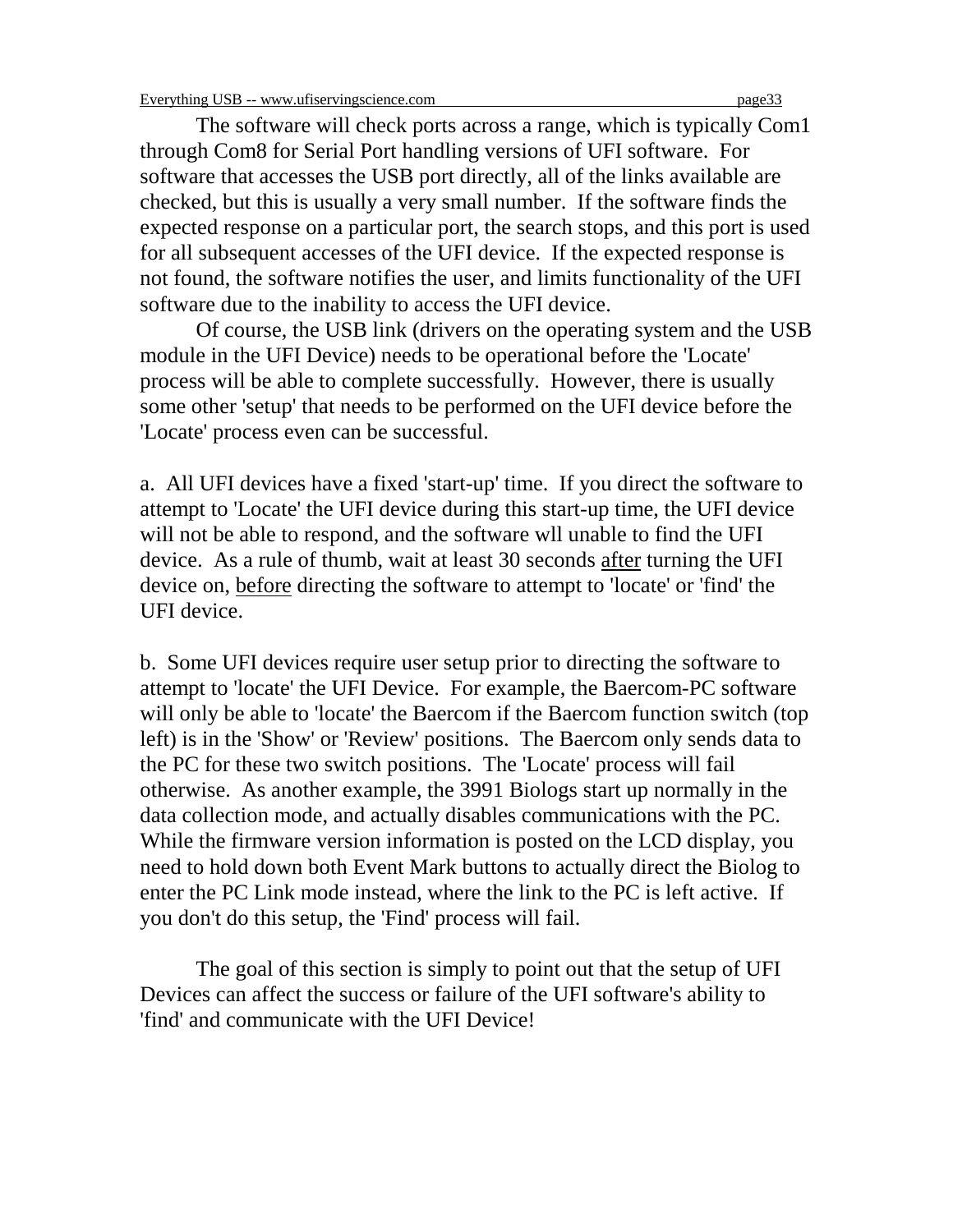The software will check ports across a range, which is typically Com1 through Com8 for Serial Port handling versions of UFI software. For software that accesses the USB port directly, all of the links available are checked, but this is usually a very small number. If the software finds the expected response on a particular port, the search stops, and this port is used for all subsequent accesses of the UFI device. If the expected response is not found, the software notifies the user, and limits functionality of the UFI software due to the inability to access the UFI device.

Of course, the USB link (drivers on the operating system and the USB module in the UFI Device) needs to be operational before the 'Locate' process will be able to complete successfully. However, there is usually some other 'setup' that needs to be performed on the UFI device before the 'Locate' process even can be successful.

a. All UFI devices have a fixed 'start-up' time. If you direct the software to attempt to 'Locate' the UFI device during this start-up time, the UFI device will not be able to respond, and the software wll unable to find the UFI device. As a rule of thumb, wait at least 30 seconds <u>after</u> turning the UFI device on, <u>before</u> directing the software to attempt to 'locate' or 'find' the UFI device.

b. Some UFI devices require user setup prior to directing the software to attempt to 'locate' the UFI Device. For example, the Baercom-PC software will only be able to 'locate' the Baercom if the Baercom function switch (top left) is in the 'Show' or 'Review' positions. The Baercom only sends data to the PC for these two switch positions. The 'Locate' process will fail otherwise. As another example, the 3991 Biologs start up normally in the data collection mode, and actually disables communications with the PC. While the firmware version information is posted on the LCD display, you need to hold down both Event Mark buttons to actually direct the Biolog to enter the PC Link mode instead, where the link to the PC is left active. If you don't do this setup, the 'Find' process will fail.

The goal of this section is simply to point out that the setup of UFI Devices can affect the success or failure of the UFI software's ability to 'find' and communicate with the UFI Device!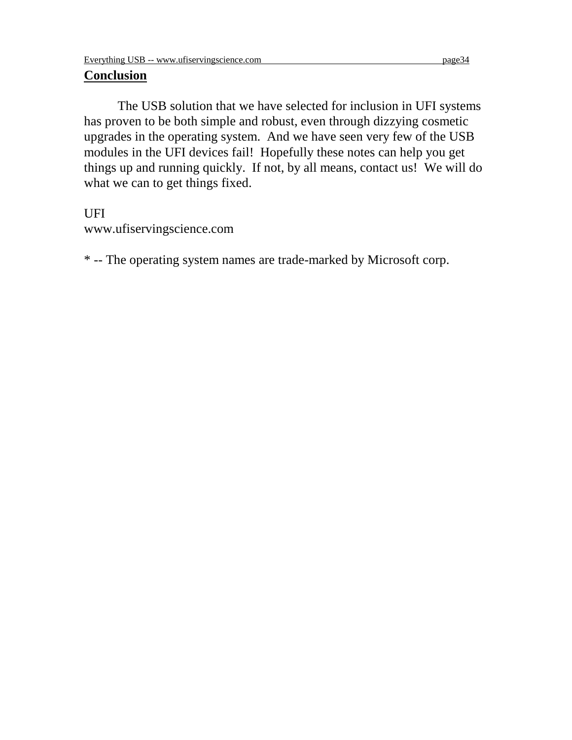## Conclusion

The USB solution that we have selected for inclusion in UFI systems has proven to be both simple and robust, even through dizzying cosmetic upgrades in the operating system.  And we have seen very few of the USB modules in the UFI devices fail!  Hopefully these notes can help you get things up and running quickly.  If not, by all means, contact us!  We will do what we can to get things fixed.

UFI
www.ufiservingscience.com

* -- The operating system names are trade-marked by Microsoft corp.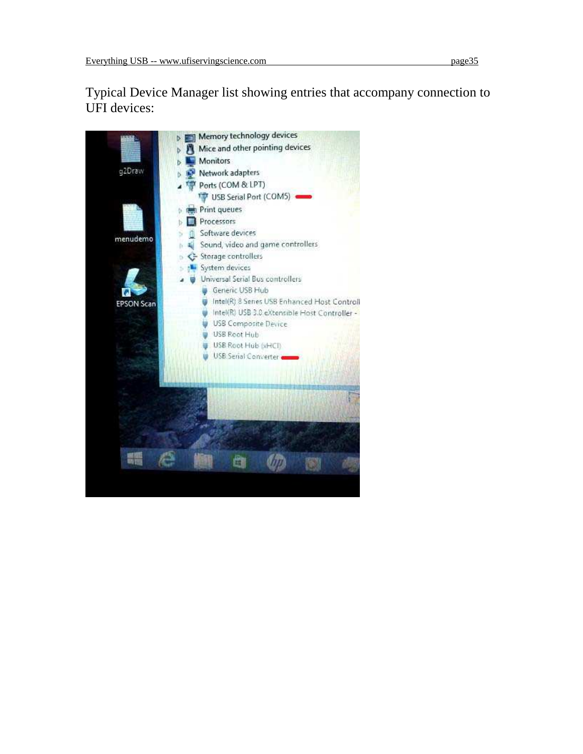Typical Device Manager list showing entries that accompany connection to UFI devices: